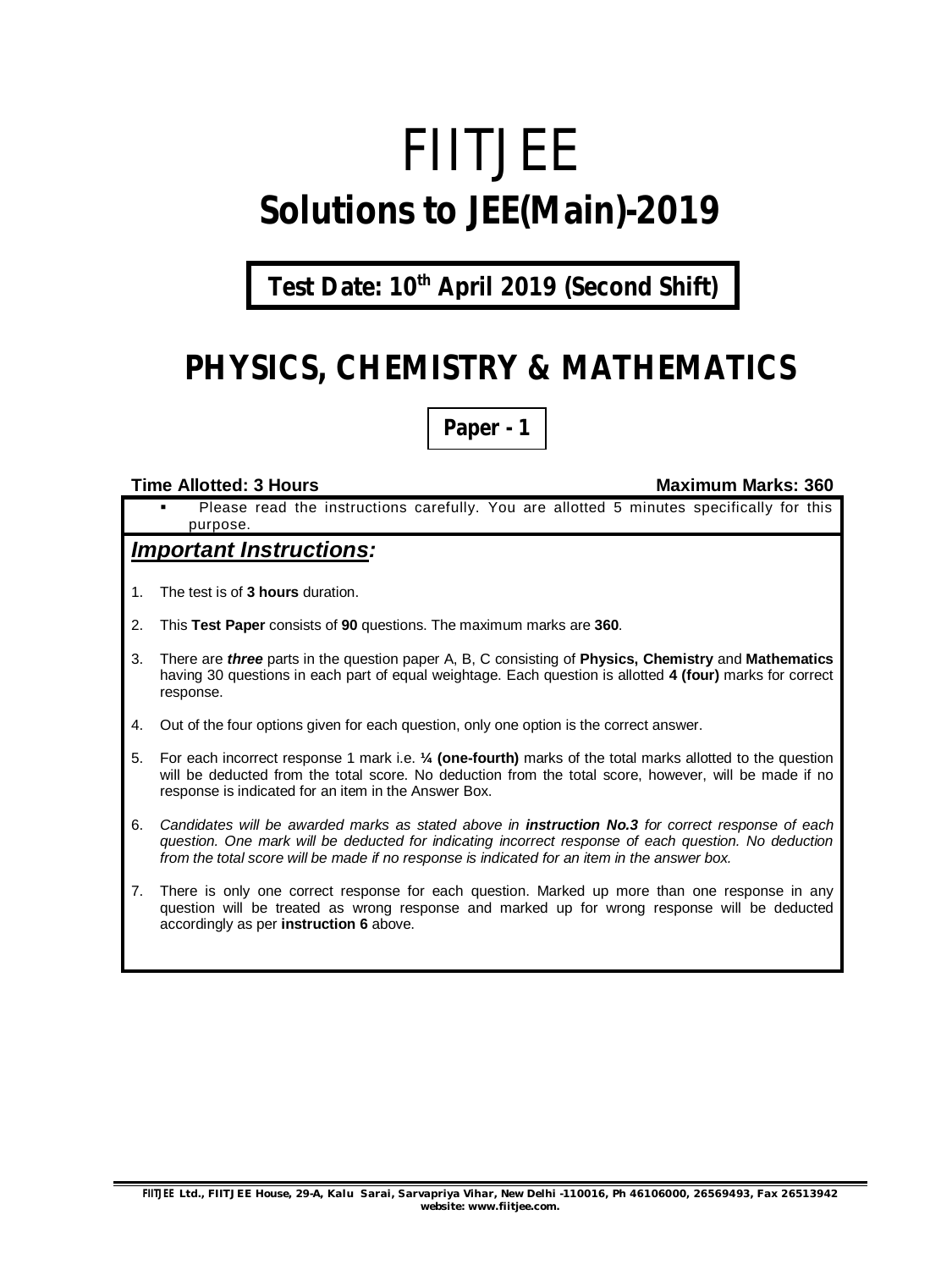# FIITJEE

# Solutions to JEE(Main)-2019

**Test Date: 10th April 2019 (Second Shift)**

## PHYSICS, CHEMISTRY & MATHEMATICS

**Paper - 1**

**Time Allotted: 3 Hours** **Maximum Marks: 360**

- Please read the instructions carefully. You are allotted 5 minutes specifically for this purpose.

### ***Important Instructions:***

1. The test is of **3 hours** duration.
2. This **Test Paper** consists of **90** questions. The maximum marks are **360**.
3. There are ***three*** parts in the question paper A, B, C consisting of **Physics, Chemistry** and **Mathematics** having 30 questions in each part of equal weightage. Each question is allotted **4 (four)** marks for correct response.
4. Out of the four options given for each question, only one option is the correct answer.
5. For each incorrect response 1 mark i.e. **¼ (one-fourth)** marks of the total marks allotted to the question will be deducted from the total score. No deduction from the total score, however, will be made if no response is indicated for an item in the Answer Box.
6. *Candidates will be awarded marks as stated above in **instruction No.3** for correct response of each question. One mark will be deducted for indicating incorrect response of each question. No deduction from the total score will be made if no response is indicated for an item in the answer box.*
7. There is only one correct response for each question. Marked up more than one response in any question will be treated as wrong response and marked up for wrong response will be deducted accordingly as per **instruction 6** above.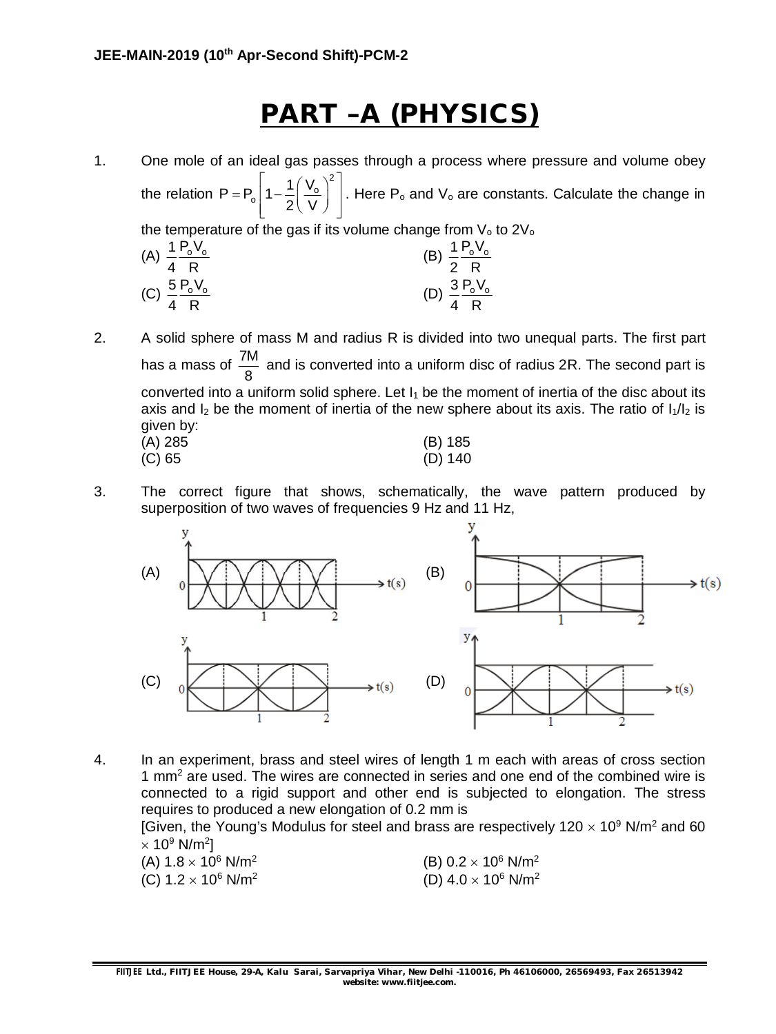# PART –A (PHYSICS)

1. One mole of an ideal gas passes through a process where pressure and volume obey the relation $P = P_o\left[1 - \frac{1}{2}\left(\frac{V_o}{V}\right)^2\right]$. Here $P_o$ and $V_o$ are constants. Calculate the change in the temperature of the gas if its volume change from $V_o$ to $2V_o$

   (A) $\frac{1}{4}\frac{P_oV_o}{R}$
   (B) $\frac{1}{2}\frac{P_oV_o}{R}$
   (C) $\frac{5}{4}\frac{P_oV_o}{R}$
   (D) $\frac{3}{4}\frac{P_oV_o}{R}$

2. A solid sphere of mass M and radius R is divided into two unequal parts. The first part has a mass of $\frac{7M}{8}$ and is converted into a uniform disc of radius 2R. The second part is converted into a uniform solid sphere. Let $I_1$ be the moment of inertia of the disc about its axis and $I_2$ be the moment of inertia of the new sphere about its axis. The ratio of $I_1/I_2$ is given by:

   (A) 285
   (B) 185
   (C) 65
   (D) 140

3. The correct figure that shows, schematically, the wave pattern produced by superposition of two waves of frequencies 9 Hz and 11 Hz,

   (A)
   (B)
   (C)
   (D)

4. In an experiment, brass and steel wires of length 1 m each with areas of cross section 1 mm$^2$ are used. The wires are connected in series and one end of the combined wire is connected to a rigid support and other end is subjected to elongation. The stress requires to produced a new elongation of 0.2 mm is
   [Given, the Young's Modulus for steel and brass are respectively $120 \times 10^9$ N/m$^2$ and $60 \times 10^9$ N/m$^2$]

   (A) $1.8 \times 10^6$ N/m$^2$
   (B) $0.2 \times 10^6$ N/m$^2$
   (C) $1.2 \times 10^6$ N/m$^2$
   (D) $4.0 \times 10^6$ N/m$^2$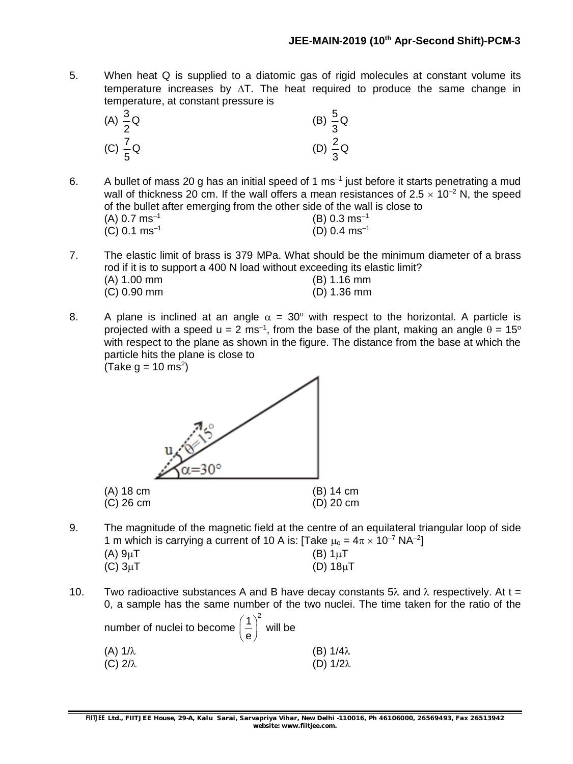5. When heat Q is supplied to a diatomic gas of rigid molecules at constant volume its temperature increases by $\Delta T$. The heat required to produce the same change in temperature, at constant pressure is

(A) $\frac{3}{2}Q$ (B) $\frac{5}{3}Q$

(C) $\frac{7}{5}Q$ (D) $\frac{2}{3}Q$

6. A bullet of mass 20 g has an initial speed of 1 $ms^{-1}$ just before it starts penetrating a mud wall of thickness 20 cm. If the wall offers a mean resistances of $2.5 \times 10^{-2}$ N, the speed of the bullet after emerging from the other side of the wall is close to

(A) 0.7 $ms^{-1}$ (B) 0.3 $ms^{-1}$

(C) 0.1 $ms^{-1}$ (D) 0.4 $ms^{-1}$

7. The elastic limit of brass is 379 MPa. What should be the minimum diameter of a brass rod if it is to support a 400 N load without exceeding its elastic limit?

(A) 1.00 mm (B) 1.16 mm

(C) 0.90 mm (D) 1.36 mm

8. A plane is inclined at an angle $\alpha = 30^o$ with respect to the horizontal. A particle is projected with a speed $u = 2$ $ms^{-1}$, from the base of the plant, making an angle $\theta = 15^o$ with respect to the plane as shown in the figure. The distance from the base at which the particle hits the plane is close to

(Take $g = 10$ $ms^2$)

(A) 18 cm (B) 14 cm

(C) 26 cm (D) 20 cm

9. The magnitude of the magnetic field at the centre of an equilateral triangular loop of side 1 m which is carrying a current of 10 A is: [Take $\mu_o = 4\pi \times 10^{-7}$ $NA^{-2}$]

(A) 9$\mu$T (B) 1$\mu$T

(C) 3$\mu$T (D) 18$\mu$T

10. Two radioactive substances A and B have decay constants $5\lambda$ and $\lambda$ respectively. At t = 0, a sample has the same number of the two nuclei. The time taken for the ratio of the number of nuclei to become $\left(\frac{1}{e}\right)^2$ will be

(A) $1/\lambda$ (B) $1/4\lambda$

(C) $2/\lambda$ (D) $1/2\lambda$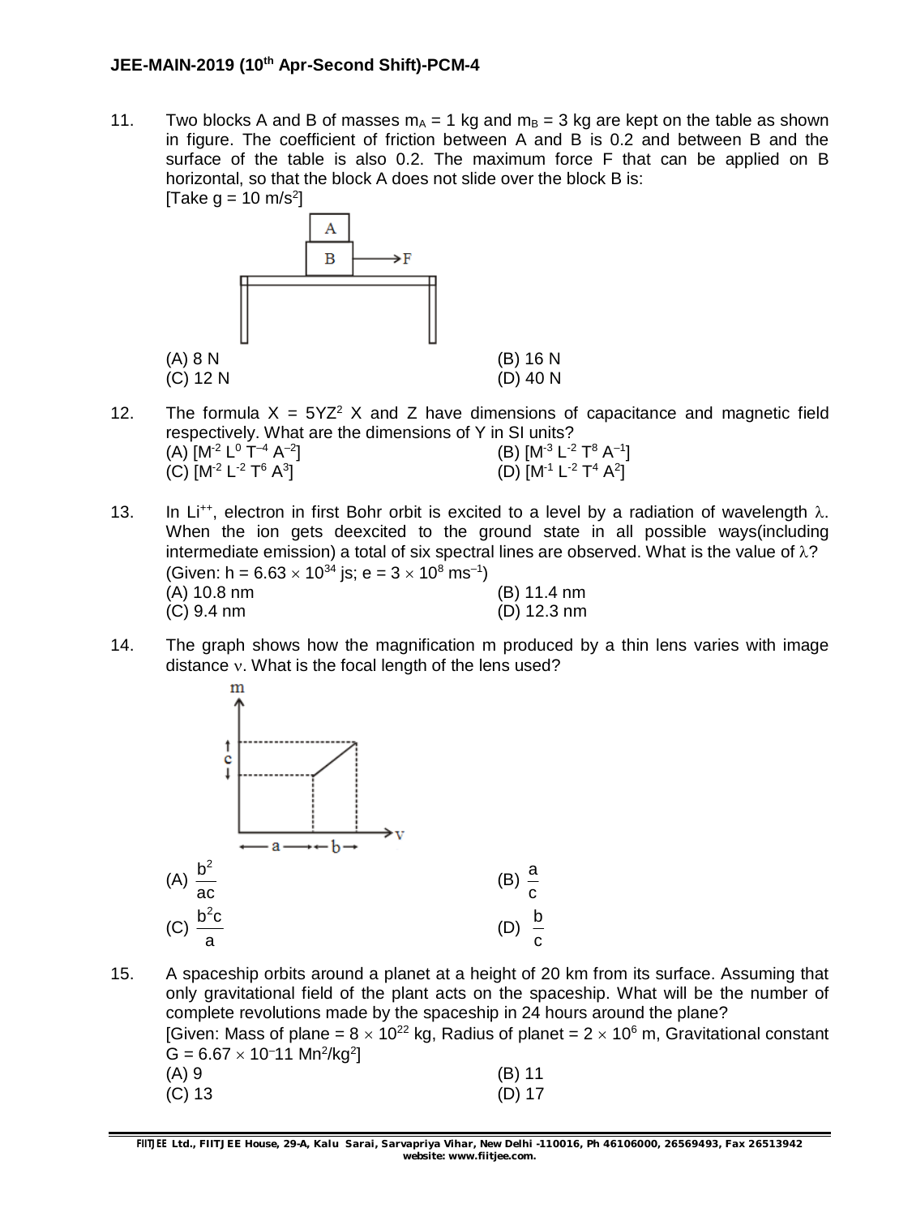11. Two blocks A and B of masses $m_A = 1$ kg and $m_B = 3$ kg are kept on the table as shown in figure. The coefficient of friction between A and B is 0.2 and between B and the surface of the table is also 0.2. The maximum force F that can be applied on B horizontal, so that the block A does not slide over the block B is:
[Take $g = 10\ m/s^2$]

(A) 8 N
(B) 16 N
(C) 12 N
(D) 40 N

12. The formula $X = 5YZ^2$ X and Z have dimensions of capacitance and magnetic field respectively. What are the dimensions of Y in SI units?
(A) $[M^{-2} L^0 T^{-4} A^{-2}]$
(B) $[M^{-3} L^{-2} T^8 A^{-1}]$
(C) $[M^{-2} L^{-2} T^6 A^3]$
(D) $[M^{-1} L^{-2} T^4 A^2]$

13. In $Li^{++}$, electron in first Bohr orbit is excited to a level by a radiation of wavelength $\lambda$. When the ion gets deexcited to the ground state in all possible ways(including intermediate emission) a total of six spectral lines are observed. What is the value of $\lambda$?
(Given: $h = 6.63 \times 10^{34}$ js; $e = 3 \times 10^8\ ms^{-1}$)
(A) 10.8 nm
(B) 11.4 nm
(C) 9.4 nm
(D) 12.3 nm

14. The graph shows how the magnification m produced by a thin lens varies with image distance $\nu$. What is the focal length of the lens used?

(A) $\frac{b^2}{ac}$
(B) $\frac{a}{c}$
(C) $\frac{b^2c}{a}$
(D) $\frac{b}{c}$

15. A spaceship orbits around a planet at a height of 20 km from its surface. Assuming that only gravitational field of the plant acts on the spaceship. What will be the number of complete revolutions made by the spaceship in 24 hours around the plane?
[Given: Mass of plane = $8 \times 10^{22}$ kg, Radius of planet = $2 \times 10^6$ m, Gravitational constant $G = 6.67 \times 10^{-11}\ Mn^2/kg^2$]
(A) 9
(B) 11
(C) 13
(D) 17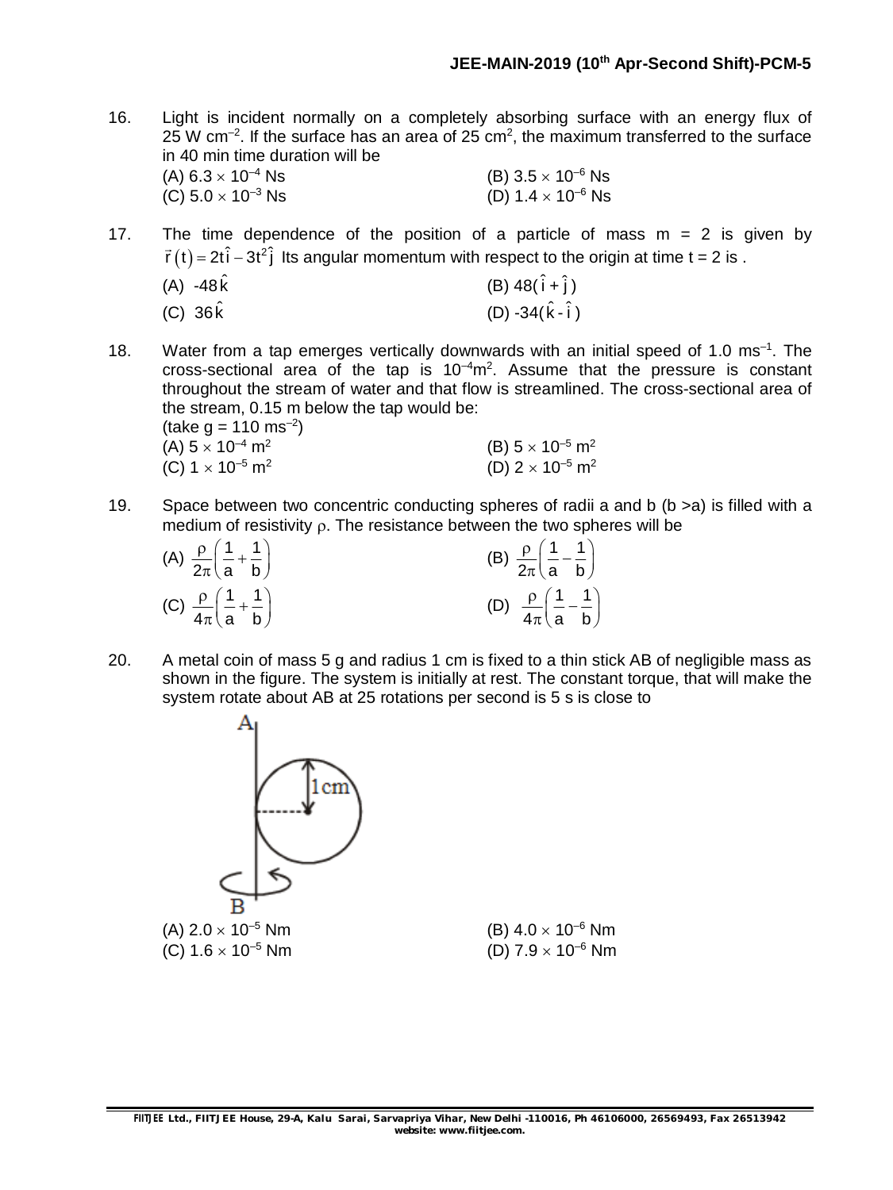16. Light is incident normally on a completely absorbing surface with an energy flux of 25 W cm$^{-2}$. If the surface has an area of 25 cm$^2$, the maximum transferred to the surface in 40 min time duration will be

(A) $6.3 \times 10^{-4}$ Ns (B) $3.5 \times 10^{-6}$ Ns
(C) $5.0 \times 10^{-3}$ Ns (D) $1.4 \times 10^{-6}$ Ns

17. The time dependence of the position of a particle of mass m = 2 is given by $\vec{r}(t) = 2t\hat{i} - 3t^2\hat{j}$ Its angular momentum with respect to the origin at time t = 2 is .

(A) $-48\hat{k}$ (B) $48(\hat{i} + \hat{j})$
(C) $36\hat{k}$ (D) $-34(\hat{k} - \hat{i})$

18. Water from a tap emerges vertically downwards with an initial speed of 1.0 ms$^{-1}$. The cross-sectional area of the tap is $10^{-4}$m$^2$. Assume that the pressure is constant throughout the stream of water and that flow is streamlined. The cross-sectional area of the stream, 0.15 m below the tap would be:
(take g = 110 ms$^{-2}$)

(A) $5 \times 10^{-4}$ m$^2$ (B) $5 \times 10^{-5}$ m$^2$
(C) $1 \times 10^{-5}$ m$^2$ (D) $2 \times 10^{-5}$ m$^2$

19. Space between two concentric conducting spheres of radii a and b (b >a) is filled with a medium of resistivity $\rho$. The resistance between the two spheres will be

(A) $\frac{\rho}{2\pi}\left(\frac{1}{a}+\frac{1}{b}\right)$ (B) $\frac{\rho}{2\pi}\left(\frac{1}{a}-\frac{1}{b}\right)$
(C) $\frac{\rho}{4\pi}\left(\frac{1}{a}+\frac{1}{b}\right)$ (D) $\frac{\rho}{4\pi}\left(\frac{1}{a}-\frac{1}{b}\right)$

20. A metal coin of mass 5 g and radius 1 cm is fixed to a thin stick AB of negligible mass as shown in the figure. The system is initially at rest. The constant torque, that will make the system rotate about AB at 25 rotations per second is 5 s is close to

(A) $2.0 \times 10^{-5}$ Nm (B) $4.0 \times 10^{-6}$ Nm
(C) $1.6 \times 10^{-5}$ Nm (D) $7.9 \times 10^{-6}$ Nm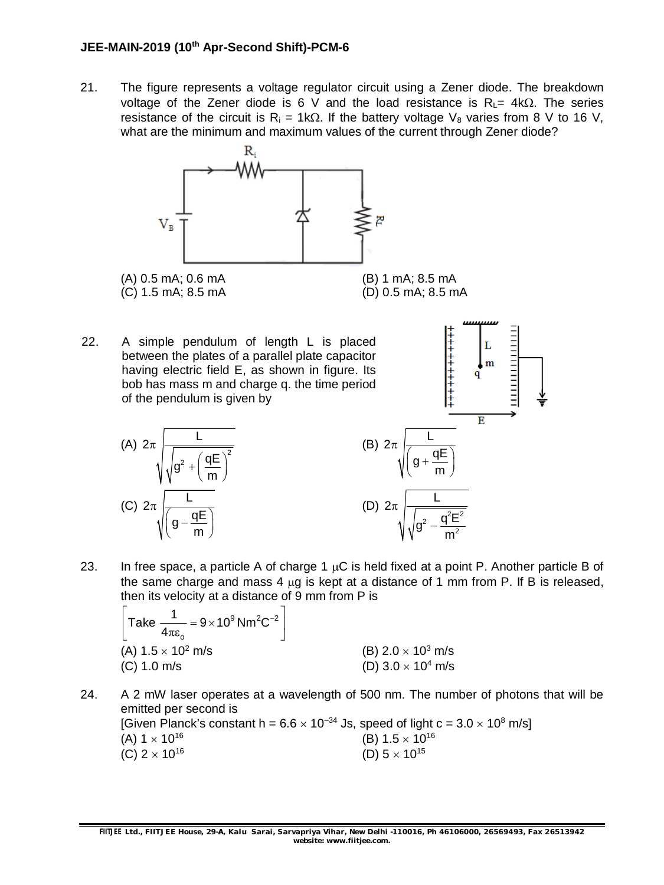21. The figure represents a voltage regulator circuit using a Zener diode. The breakdown voltage of the Zener diode is 6 V and the load resistance is $R_L$= 4kΩ. The series resistance of the circuit is $R_i$ = 1kΩ. If the battery voltage $V_B$ varies from 8 V to 16 V, what are the minimum and maximum values of the current through Zener diode?

(A) 0.5 mA; 0.6 mA
(B) 1 mA; 8.5 mA
(C) 1.5 mA; 8.5 mA
(D) 0.5 mA; 8.5 mA

22. A simple pendulum of length L is placed between the plates of a parallel plate capacitor having electric field E, as shown in figure. Its bob has mass m and charge q. the time period of the pendulum is given by

(A) $2\pi\sqrt{\dfrac{L}{\sqrt{g^2+\left(\dfrac{qE}{m}\right)^2}}}$

(B) $2\pi\sqrt{\dfrac{L}{\left(g+\dfrac{qE}{m}\right)}}$

(C) $2\pi\sqrt{\dfrac{L}{\left(g-\dfrac{qE}{m}\right)}}$

(D) $2\pi\sqrt{\dfrac{L}{\sqrt{g^2-\dfrac{q^2E^2}{m^2}}}}$

23. In free space, a particle A of charge 1 μC is held fixed at a point P. Another particle B of the same charge and mass 4 μg is kept at a distance of 1 mm from P. If B is released, then its velocity at a distance of 9 mm from P is

$\left[\text{Take } \dfrac{1}{4\pi\varepsilon_o} = 9\times10^9\ \text{Nm}^2\text{C}^{-2}\right]$

(A) $1.5 \times 10^2$ m/s
(B) $2.0 \times 10^3$ m/s
(C) 1.0 m/s
(D) $3.0 \times 10^4$ m/s

24. A 2 mW laser operates at a wavelength of 500 nm. The number of photons that will be emitted per second is
[Given Planck's constant h = $6.6 \times 10^{-34}$ Js, speed of light c = $3.0 \times 10^8$ m/s]

(A) $1 \times 10^{16}$
(B) $1.5 \times 10^{16}$
(C) $2 \times 10^{16}$
(D) $5 \times 10^{15}$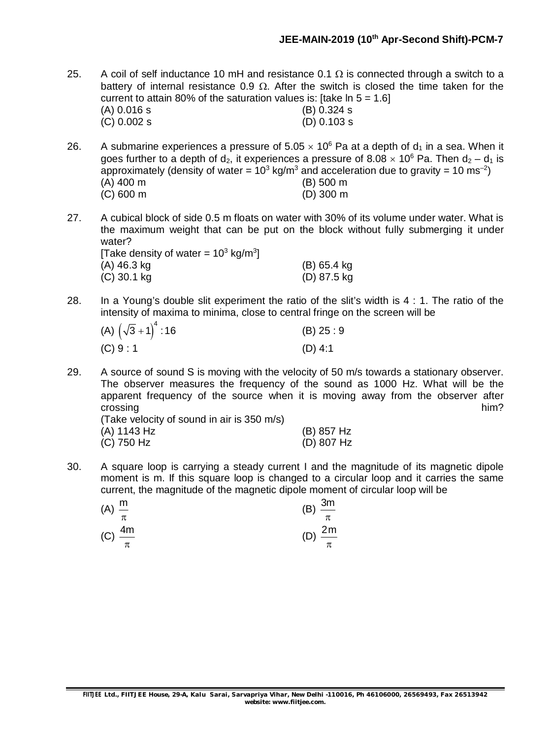25. A coil of self inductance 10 mH and resistance 0.1 $\Omega$ is connected through a switch to a battery of internal resistance 0.9 $\Omega$. After the switch is closed the time taken for the current to attain 80% of the saturation values is: [take $\ln 5 = 1.6$]

(A) 0.016 s  
(B) 0.324 s  
(C) 0.002 s  
(D) 0.103 s

26. A submarine experiences a pressure of $5.05 \times 10^6$ Pa at a depth of $d_1$ in a sea. When it goes further to a depth of $d_2$, it experiences a pressure of $8.08 \times 10^6$ Pa. Then $d_2 - d_1$ is approximately (density of water = $10^3$ kg/m$^3$ and acceleration due to gravity = 10 ms$^{-2}$)

(A) 400 m  
(B) 500 m  
(C) 600 m  
(D) 300 m

27. A cubical block of side 0.5 m floats on water with 30% of its volume under water. What is the maximum weight that can be put on the block without fully submerging it under water?  
[Take density of water = $10^3$ kg/m$^3$]

(A) 46.3 kg  
(B) 65.4 kg  
(C) 30.1 kg  
(D) 87.5 kg

28. In a Young's double slit experiment the ratio of the slit's width is 4 : 1. The ratio of the intensity of maxima to minima, close to central fringe on the screen will be

(A) $\left(\sqrt{3}+1\right)^4 : 16$  
(B) 25 : 9  
(C) 9 : 1  
(D) 4:1

29. A source of sound S is moving with the velocity of 50 m/s towards a stationary observer. The observer measures the frequency of the sound as 1000 Hz. What will be the apparent frequency of the source when it is moving away from the observer after crossing him?  
(Take velocity of sound in air is 350 m/s)

(A) 1143 Hz  
(B) 857 Hz  
(C) 750 Hz  
(D) 807 Hz

30. A square loop is carrying a steady current I and the magnitude of its magnetic dipole moment is m. If this square loop is changed to a circular loop and it carries the same current, the magnitude of the magnetic dipole moment of circular loop will be

(A) $\dfrac{m}{\pi}$  
(B) $\dfrac{3m}{\pi}$  
(C) $\dfrac{4m}{\pi}$  
(D) $\dfrac{2m}{\pi}$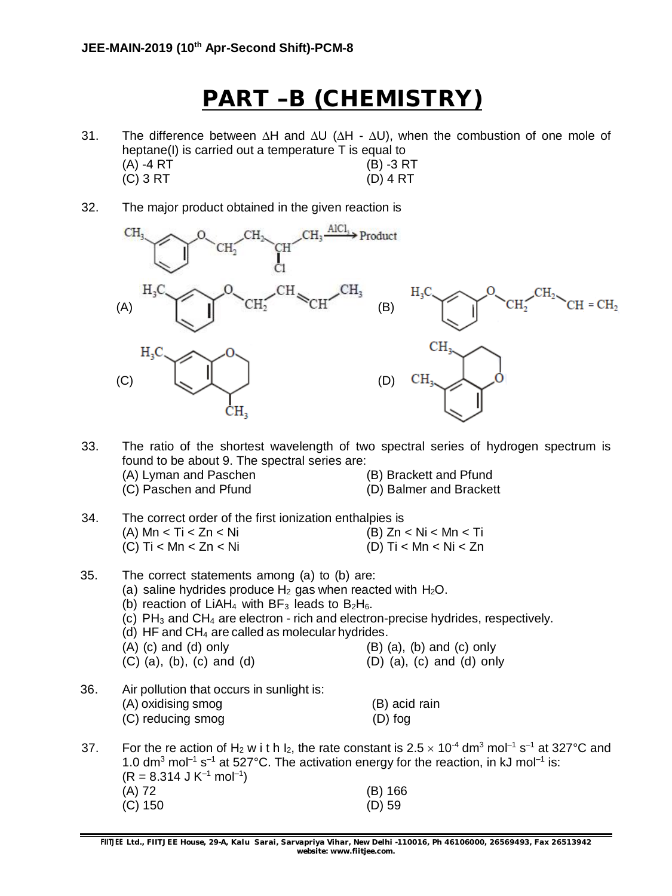# PART –B (CHEMISTRY)

31. The difference between $\Delta H$ and $\Delta U$ ($\Delta H$ - $\Delta U$), when the combustion of one mole of heptane(l) is carried out a temperature T is equal to

(A) -4 RT
(B) -3 RT
(C) 3 RT
(D) 4 RT

32. The major product obtained in the given reaction is

$CH_3$-C$_6$H$_4$-O-$CH_2$-$CH_2$-CH(Cl)-$CH_3$ $\xrightarrow{AlCl_3}$ Product

(A) $H_3C$-C$_6$H$_4$-O-$CH_2$-CH=CH-$CH_3$
(B) $H_3C$-C$_6$H$_4$-O-$CH_2$-$CH_2$-CH = $CH_2$
(C) (chromane with $H_3C$ on the benzene ring and $CH_3$ at C-4)
(D) (chromane with $CH_3$ at C-4 and $CH_3$ on the benzene ring at the adjacent position)

33. The ratio of the shortest wavelength of two spectral series of hydrogen spectrum is found to be about 9. The spectral series are:

(A) Lyman and Paschen
(B) Brackett and Pfund
(C) Paschen and Pfund
(D) Balmer and Brackett

34. The correct order of the first ionization enthalpies is

(A) Mn < Ti < Zn < Ni
(B) Zn < Ni < Mn < Ti
(C) Ti < Mn < Zn < Ni
(D) Ti < Mn < Ni < Zn

35. The correct statements among (a) to (b) are:

(a) saline hydrides produce $H_2$ gas when reacted with $H_2O$.
(b) reaction of $LiAH_4$ with $BF_3$ leads to $B_2H_6$.
(c) $PH_3$ and $CH_4$ are electron - rich and electron-precise hydrides, respectively.
(d) HF and $CH_4$ are called as molecular hydrides.

(A) (c) and (d) only
(B) (a), (b) and (c) only
(C) (a), (b), (c) and (d)
(D) (a), (c) and (d) only

36. Air pollution that occurs in sunlight is:

(A) oxidising smog
(B) acid rain
(C) reducing smog
(D) fog

37. For the re action of $H_2$ w i t h $I_2$, the rate constant is $2.5 \times 10^{-4}$ dm$^3$ mol$^{-1}$ s$^{-1}$ at 327°C and 1.0 dm$^3$ mol$^{-1}$ s$^{-1}$ at 527°C. The activation energy for the reaction, in kJ mol$^{-1}$ is:
($R = 8.314$ J K$^{-1}$ mol$^{-1}$)

(A) 72
(B) 166
(C) 150
(D) 59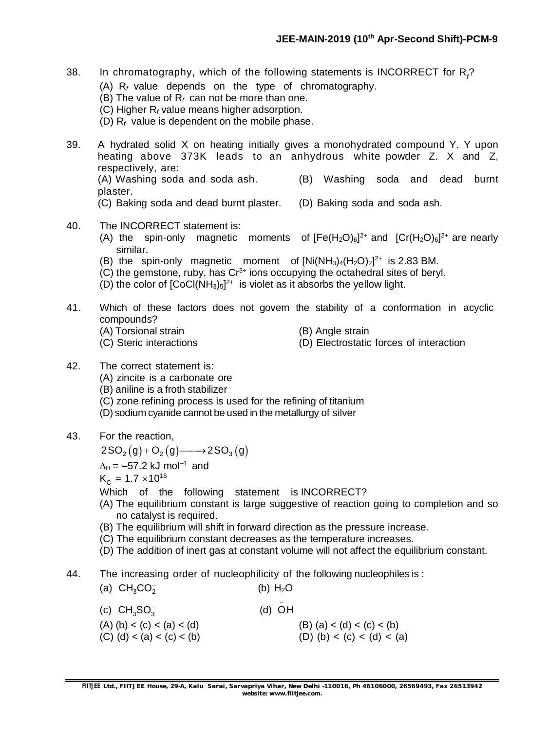38. In chromatography, which of the following statements is INCORRECT for $R_f$?
    (A) $R_f$ value depends on the type of chromatography.
    (B) The value of $R_f$ can not be more than one.
    (C) Higher $R_f$ value means higher adsorption.
    (D) $R_f$ value is dependent on the mobile phase.

39. A hydrated solid X on heating initially gives a monohydrated compound Y. Y upon heating above 373K leads to an anhydrous white powder Z. X and Z, respectively, are:
    (A) Washing soda and soda ash.
    (B) Washing soda and dead burnt plaster.
    (C) Baking soda and dead burnt plaster.
    (D) Baking soda and soda ash.

40. The INCORRECT statement is:
    (A) the spin-only magnetic moments of $[Fe(H_2O)_6]^{2+}$ and $[Cr(H_2O)_6]^{2+}$ are nearly similar.
    (B) the spin-only magnetic moment of $[Ni(NH_3)_4(H_2O)_2]^{2+}$ is 2.83 BM.
    (C) the gemstone, ruby, has $Cr^{3+}$ ions occupying the octahedral sites of beryl.
    (D) the color of $[CoCl(NH_3)_5]^{2+}$ is violet as it absorbs the yellow light.

41. Which of these factors does not govern the stability of a conformation in acyclic compounds?
    (A) Torsional strain
    (B) Angle strain
    (C) Steric interactions
    (D) Electrostatic forces of interaction

42. The correct statement is:
    (A) zincite is a carbonate ore
    (B) aniline is a froth stabilizer
    (C) zone refining process is used for the refining of titanium
    (D) sodium cyanide cannot be used in the metallurgy of silver

43. For the reaction,
    $$2SO_2(g) + O_2(g) \longrightarrow 2SO_3(g)$$
    $\Delta_H = -57.2$ kJ mol$^{-1}$ and
    $K_C = 1.7 \times 10^{16}$
    Which of the following statement is INCORRECT?
    (A) The equilibrium constant is large suggestive of reaction going to completion and so no catalyst is required.
    (B) The equilibrium will shift in forward direction as the pressure increase.
    (C) The equilibrium constant decreases as the temperature increases.
    (D) The addition of inert gas at constant volume will not affect the equilibrium constant.

44. The increasing order of nucleophilicity of the following nucleophiles is :
    (a) $CH_3CO_2^-$
    (b) $H_2O$
    (c) $CH_3SO_3^-$
    (d) $\overset{-}{O}H$
    (A) (b) < (c) < (a) < (d)
    (B) (a) < (d) < (c) < (b)
    (C) (d) < (a) < (c) < (b)
    (D) (b) < (c) < (d) < (a)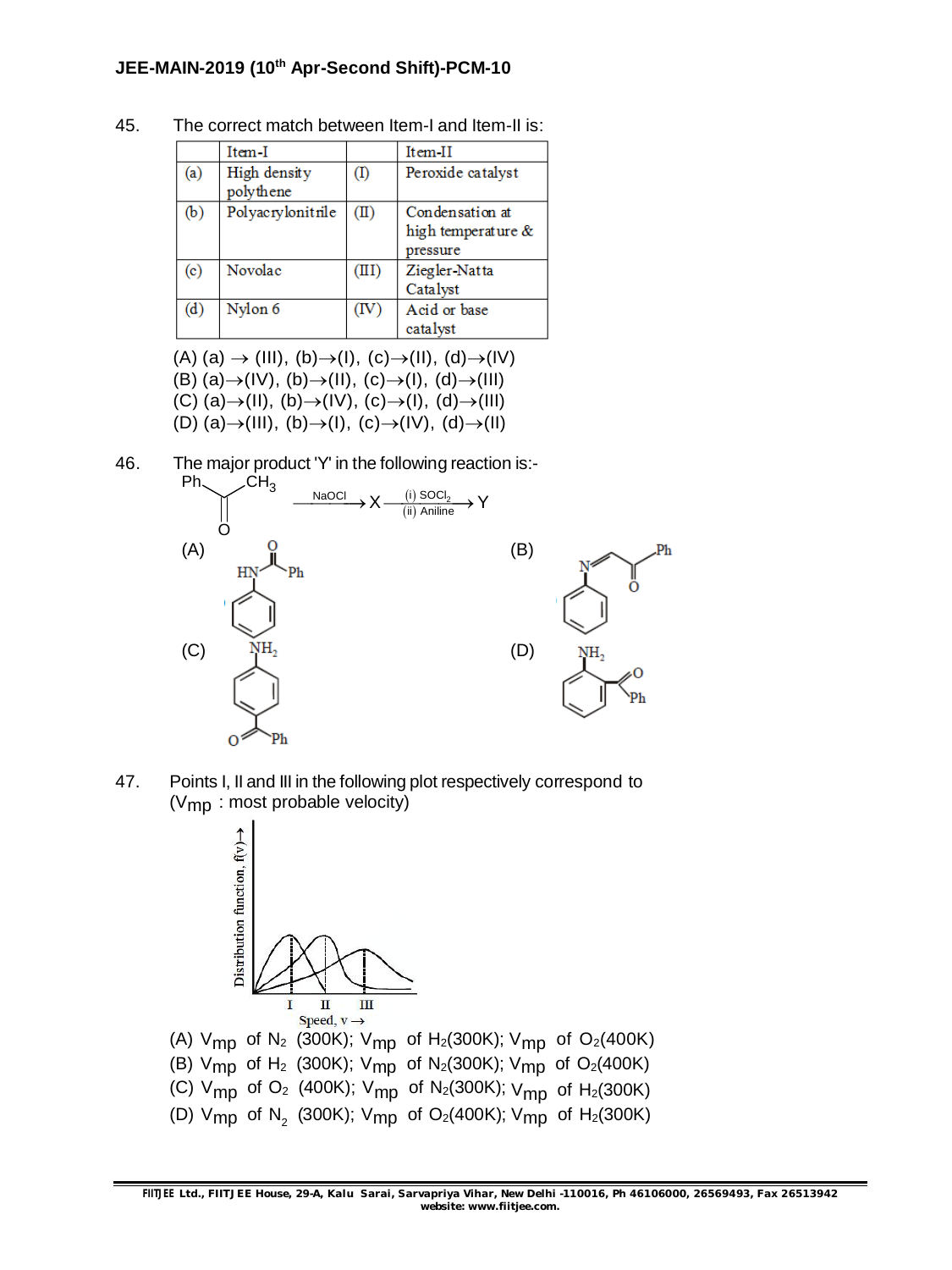45. The correct match between Item-I and Item-II is:

| | Item-I | | Item-II |
|---|---|---|---|
| (a) | High density polythene | (I) | Peroxide catalyst |
| (b) | Polyacrylonitrile | (II) | Condensation at high temperature & pressure |
| (c) | Novolac | (III) | Ziegler-Natta Catalyst |
| (d) | Nylon 6 | (IV) | Acid or base catalyst |

(A) (a) → (III), (b)→(I), (c)→(II), (d)→(IV)
(B) (a)→(IV), (b)→(II), (c)→(I), (d)→(III)
(C) (a)→(II), (b)→(IV), (c)→(I), (d)→(III)
(D) (a)→(III), (b)→(I), (c)→(IV), (d)→(II)

46. The major product 'Y' in the following reaction is:-

$$PhCOCH_3 \xrightarrow{NaOCl} X \xrightarrow[\text{(ii) Aniline}]{\text{(i) } SOCl_2} Y$$

(A) $PhCONHC_6H_5$ (N-phenylbenzamide)
(B) $C_6H_5N{=}CH{-}CO{-}Ph$
(C) 4-aminobenzophenone ($NH_2$ para to $COPh$)
(D) 2-aminobenzophenone ($NH_2$ ortho to $COPh$)

47. Points I, II and III in the following plot respectively correspond to ($V_{mp}$ : most probable velocity)

(Plot: Distribution function, f(v) → vs Speed, v →; points I, II, III marked on speed axis)

(A) $V_{mp}$ of $N_2$ (300K); $V_{mp}$ of $H_2$(300K); $V_{mp}$ of $O_2$(400K)
(B) $V_{mp}$ of $H_2$ (300K); $V_{mp}$ of $N_2$(300K); $V_{mp}$ of $O_2$(400K)
(C) $V_{mp}$ of $O_2$ (400K); $V_{mp}$ of $N_2$(300K); $V_{mp}$ of $H_2$(300K)
(D) $V_{mp}$ of $N_2$ (300K); $V_{mp}$ of $O_2$(400K); $V_{mp}$ of $H_2$(300K)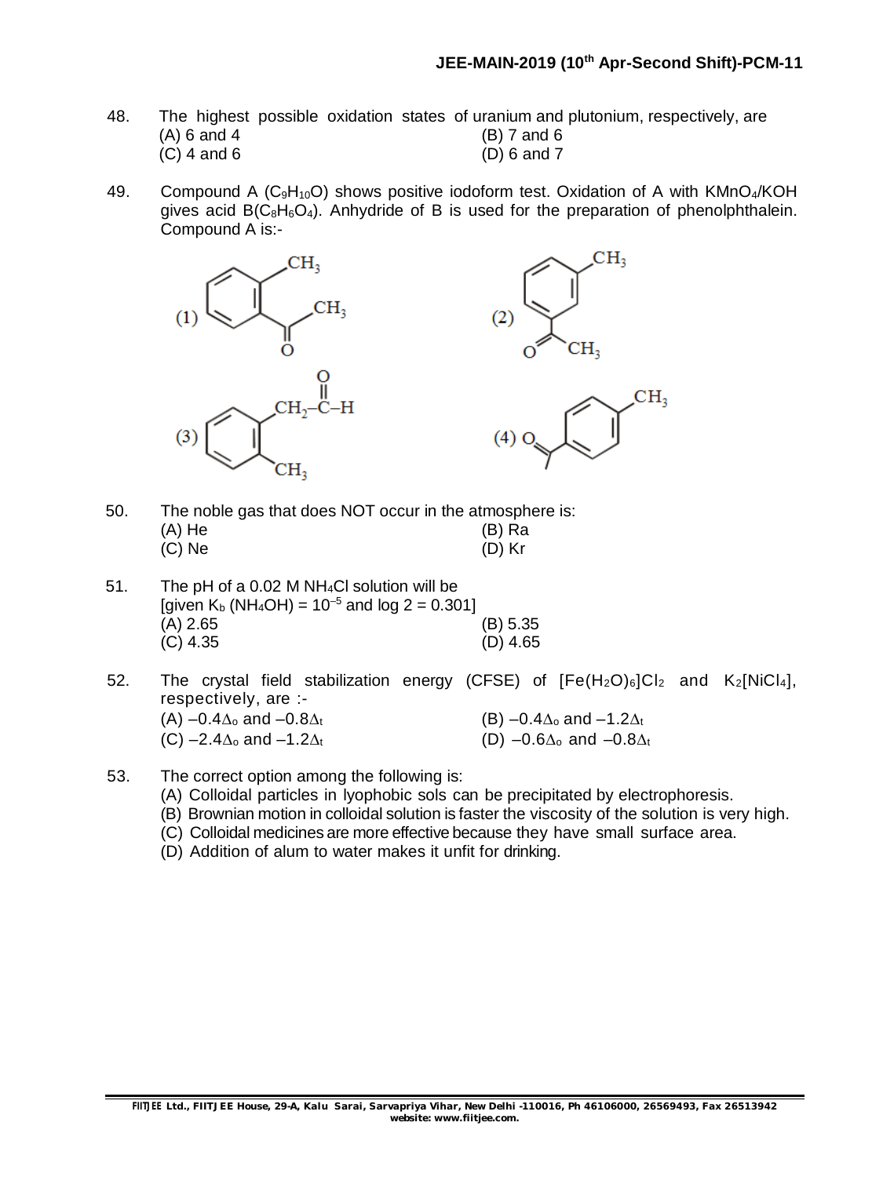48. The highest possible oxidation states of uranium and plutonium, respectively, are
(A) 6 and 4 (B) 7 and 6
(C) 4 and 6 (D) 6 and 7

49. Compound A ($C_9H_{10}O$) shows positive iodoform test. Oxidation of A with $KMnO_4$/KOH gives acid B($C_8H_6O_4$). Anhydride of B is used for the preparation of phenolphthalein. Compound A is:-

(1) 

(2) 

(3) 

(4) 

50. The noble gas that does NOT occur in the atmosphere is:
(A) He (B) Ra
(C) Ne (D) Kr

51. The pH of a 0.02 M $NH_4Cl$ solution will be
[given $K_b$ ($NH_4OH$) = $10^{-5}$ and log 2 = 0.301]
(A) 2.65 (B) 5.35
(C) 4.35 (D) 4.65

52. The crystal field stabilization energy (CFSE) of $[Fe(H_2O)_6]Cl_2$ and $K_2[NiCl_4]$, respectively, are :-
(A) $-0.4\Delta_o$ and $-0.8\Delta_t$ (B) $-0.4\Delta_o$ and $-1.2\Delta_t$
(C) $-2.4\Delta_o$ and $-1.2\Delta_t$ (D) $-0.6\Delta_o$ and $-0.8\Delta_t$

53. The correct option among the following is:
(A) Colloidal particles in lyophobic sols can be precipitated by electrophoresis.
(B) Brownian motion in colloidal solution is faster the viscosity of the solution is very high.
(C) Colloidal medicines are more effective because they have small surface area.
(D) Addition of alum to water makes it unfit for drinking.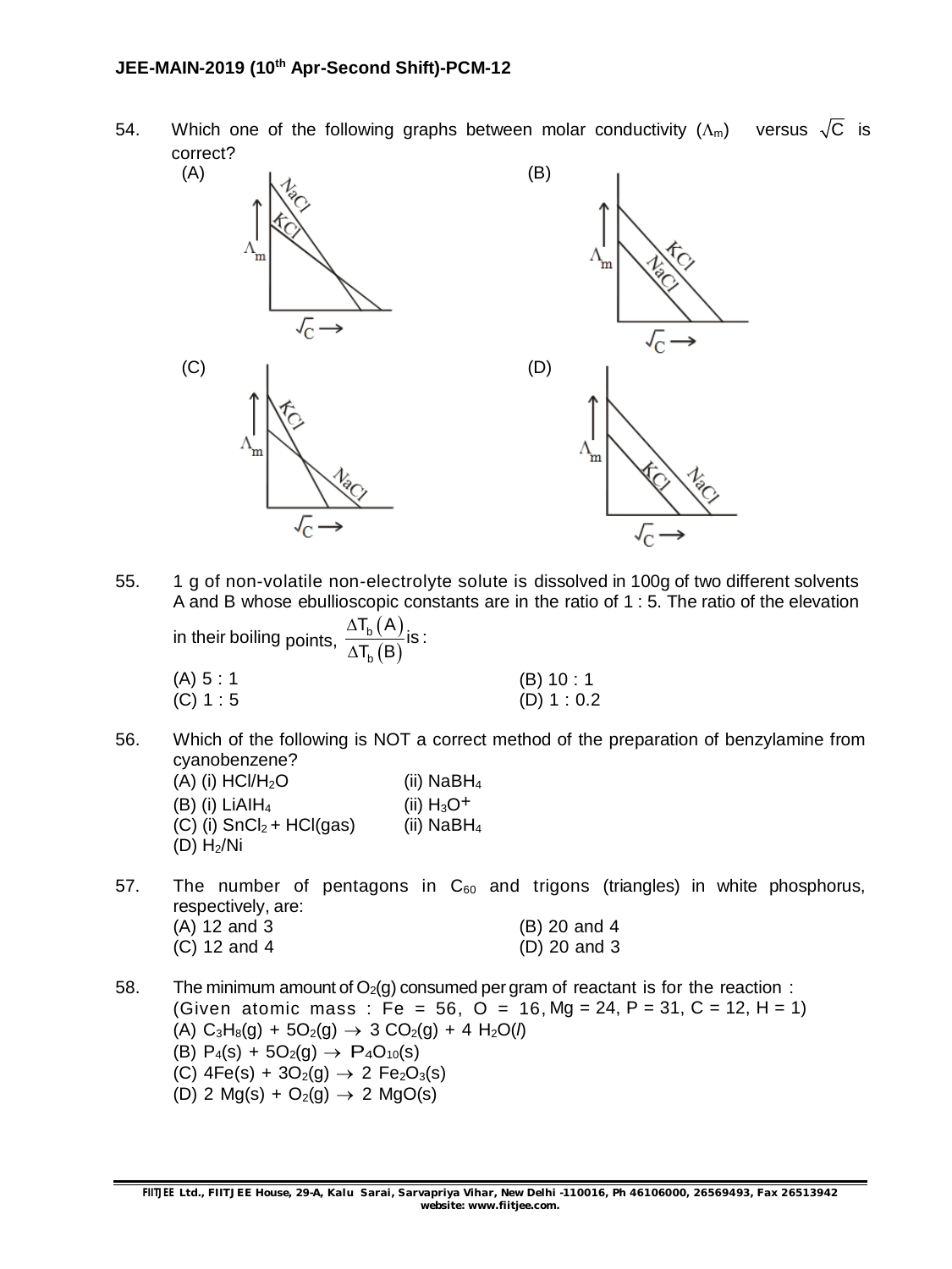54. Which one of the following graphs between molar conductivity ($\Lambda_m$) versus $\sqrt{C}$ is correct?

(A)

(B)

(C)

(D)

55. 1 g of non-volatile non-electrolyte solute is dissolved in 100g of two different solvents A and B whose ebullioscopic constants are in the ratio of 1 : 5. The ratio of the elevation in their boiling points, $\frac{\Delta T_b(A)}{\Delta T_b(B)}$ is :

(A) 5 : 1
(B) 10 : 1
(C) 1 : 5
(D) 1 : 0.2

56. Which of the following is NOT a correct method of the preparation of benzylamine from cyanobenzene?

(A) (i) $HCl/H_2O$ (ii) $NaBH_4$
(B) (i) $LiAlH_4$ (ii) $H_3O^+$
(C) (i) $SnCl_2$ + HCl(gas) (ii) $NaBH_4$
(D) $H_2/Ni$

57. The number of pentagons in $C_{60}$ and trigons (triangles) in white phosphorus, respectively, are:

(A) 12 and 3
(B) 20 and 4
(C) 12 and 4
(D) 20 and 3

58. The minimum amount of $O_2(g)$ consumed per gram of reactant is for the reaction :
(Given atomic mass : Fe = 56, O = 16, Mg = 24, P = 31, C = 12, H = 1)

(A) $C_3H_8(g) + 5O_2(g) \rightarrow 3\ CO_2(g) + 4\ H_2O(l)$
(B) $P_4(s) + 5O_2(g) \rightarrow P_4O_{10}(s)$
(C) $4Fe(s) + 3O_2(g) \rightarrow 2\ Fe_2O_3(s)$
(D) $2\ Mg(s) + O_2(g) \rightarrow 2\ MgO(s)$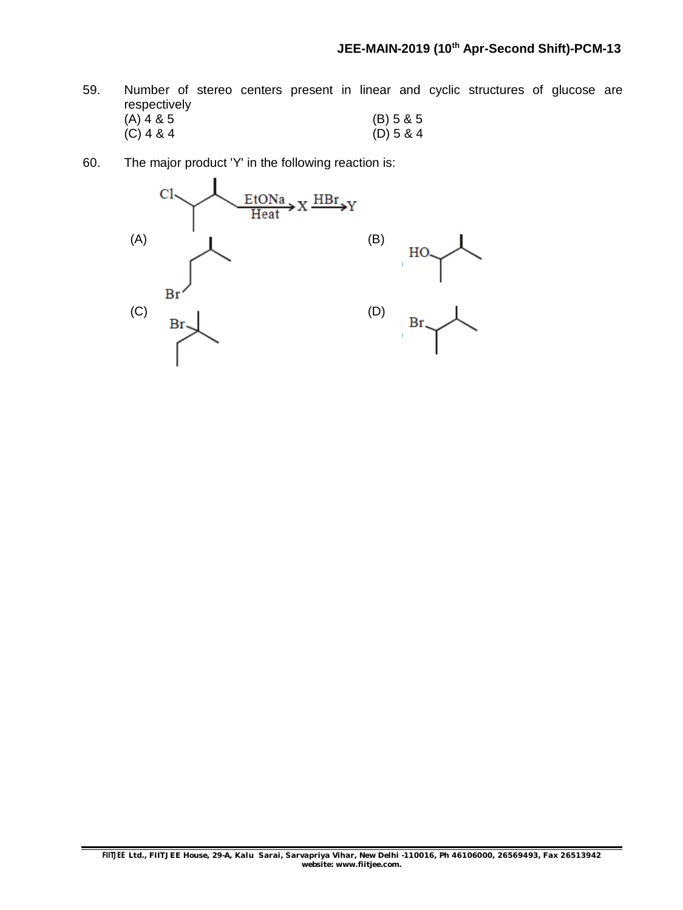59. Number of stereo centers present in linear and cyclic structures of glucose are respectively

(A) 4 & 5 (B) 5 & 5
(C) 4 & 4 (D) 5 & 4

60. The major product 'Y' in the following reaction is:

$$\text{(Cl-substituted alkane)} \xrightarrow[\text{Heat}]{\text{EtONa}} X \xrightarrow{\text{HBr}} Y$$

(A) (B)

(C) (D)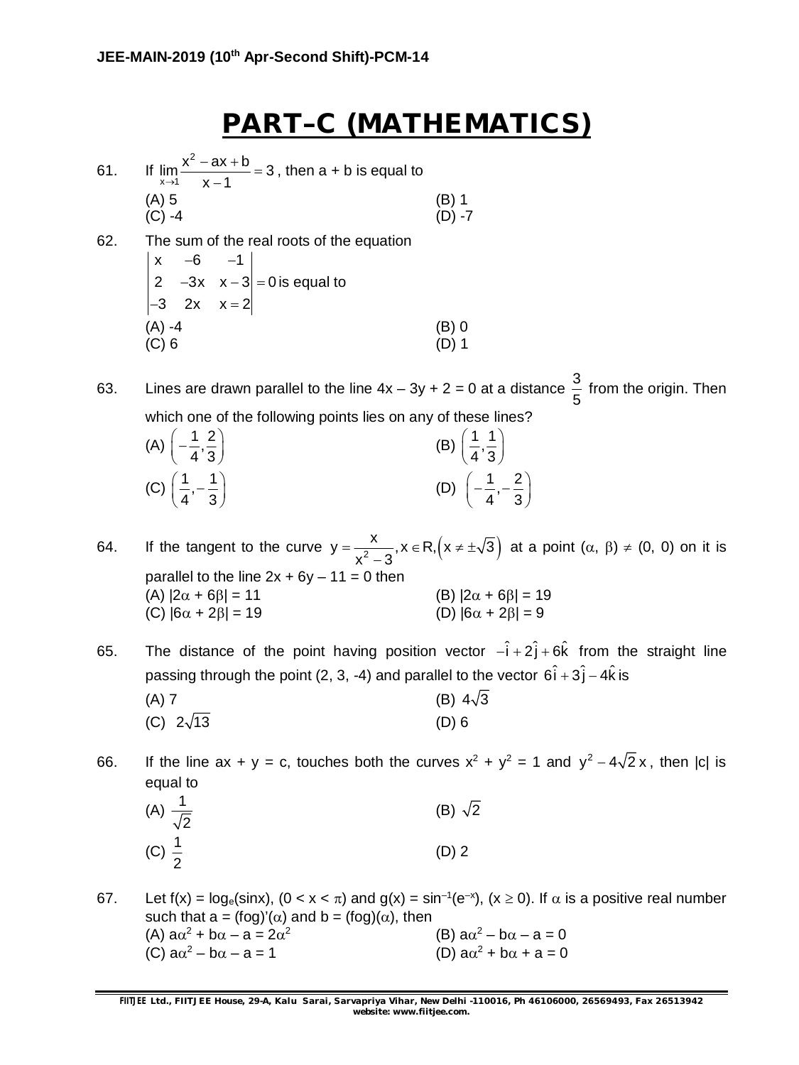# PART–C (MATHEMATICS)

61. If $\lim\limits_{x \to 1} \dfrac{x^2 - ax + b}{x - 1} = 3$, then a + b is equal to

(A) 5 (B) 1
(C) -4 (D) -7

62. The sum of the real roots of the equation

$$\begin{vmatrix} x & -6 & -1 \\ 2 & -3x & x-3 \\ -3 & 2x & x=2 \end{vmatrix} = 0$$ is equal to

(A) -4 (B) 0
(C) 6 (D) 1

63. Lines are drawn parallel to the line 4x – 3y + 2 = 0 at a distance $\dfrac{3}{5}$ from the origin. Then which one of the following points lies on any of these lines?

(A) $\left(-\dfrac{1}{4}, \dfrac{2}{3}\right)$ (B) $\left(\dfrac{1}{4}, \dfrac{1}{3}\right)$
(C) $\left(\dfrac{1}{4}, -\dfrac{1}{3}\right)$ (D) $\left(-\dfrac{1}{4}, -\dfrac{2}{3}\right)$

64. If the tangent to the curve $y = \dfrac{x}{x^2 - 3}, x \in R, \left(x \neq \pm\sqrt{3}\right)$ at a point $(\alpha, \beta) \neq (0, 0)$ on it is parallel to the line 2x + 6y – 11 = 0 then

(A) $|2\alpha + 6\beta| = 11$ (B) $|2\alpha + 6\beta| = 19$
(C) $|6\alpha + 2\beta| = 19$ (D) $|6\alpha + 2\beta| = 9$

65. The distance of the point having position vector $-\hat{i} + 2\hat{j} + 6\hat{k}$ from the straight line passing through the point (2, 3, -4) and parallel to the vector $6\hat{i} + 3\hat{j} - 4\hat{k}$ is

(A) 7 (B) $4\sqrt{3}$
(C) $2\sqrt{13}$ (D) 6

66. If the line ax + y = c, touches both the curves $x^2 + y^2 = 1$ and $y^2 - 4\sqrt{2}x$, then |c| is equal to

(A) $\dfrac{1}{\sqrt{2}}$ (B) $\sqrt{2}$
(C) $\dfrac{1}{2}$ (D) 2

67. Let $f(x) = \log_e(\sin x)$, $(0 < x < \pi)$ and $g(x) = \sin^{-1}(e^{-x})$, $(x \geq 0)$. If $\alpha$ is a positive real number such that $a = (fog)'(\alpha)$ and $b = (fog)(\alpha)$, then

(A) $a\alpha^2 + b\alpha - a = 2\alpha^2$ (B) $a\alpha^2 - b\alpha - a = 0$
(C) $a\alpha^2 - b\alpha - a = 1$ (D) $a\alpha^2 + b\alpha + a = 0$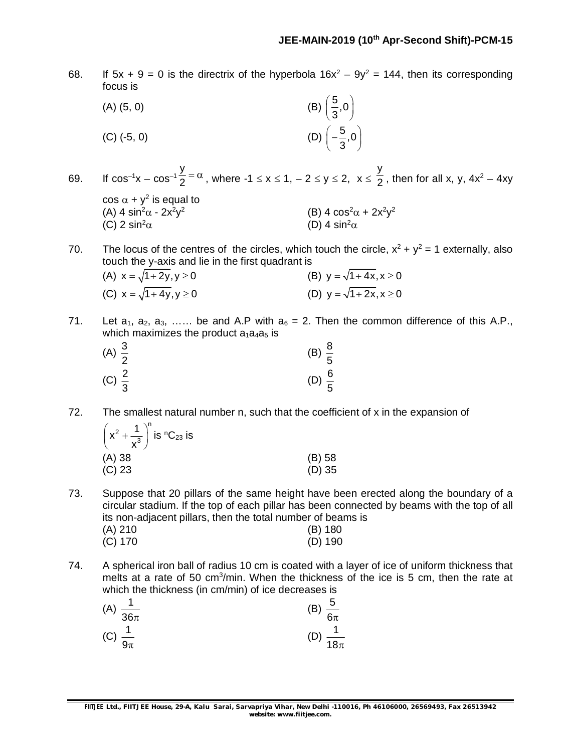68. If $5x + 9 = 0$ is the directrix of the hyperbola $16x^2 - 9y^2 = 144$, then its corresponding focus is

(A) $(5, 0)$ (B) $\left(\frac{5}{3}, 0\right)$

(C) $(-5, 0)$ (D) $\left(-\frac{5}{3}, 0\right)$

69. If $\cos^{-1}x - \cos^{-1}\frac{y}{2} = \alpha$, where $-1 \le x \le 1$, $-2 \le y \le 2$, $x \le \frac{y}{2}$, then for all x, y, $4x^2 - 4xy \cos\alpha + y^2$ is equal to

(A) $4\sin^2\alpha - 2x^2y^2$ (B) $4\cos^2\alpha + 2x^2y^2$

(C) $2\sin^2\alpha$ (D) $4\sin^2\alpha$

70. The locus of the centres of the circles, which touch the circle, $x^2 + y^2 = 1$ externally, also touch the y-axis and lie in the first quadrant is

(A) $x = \sqrt{1+2y}, y \ge 0$ (B) $y = \sqrt{1+4x}, x \ge 0$

(C) $x = \sqrt{1+4y}, y \ge 0$ (D) $y = \sqrt{1+2x}, x \ge 0$

71. Let $a_1, a_2, a_3, \ldots\ldots$ be and A.P with $a_6 = 2$. Then the common difference of this A.P., which maximizes the product $a_1a_4a_5$ is

(A) $\frac{3}{2}$ (B) $\frac{8}{5}$

(C) $\frac{2}{3}$ (D) $\frac{6}{5}$

72. The smallest natural number n, such that the coefficient of x in the expansion of $\left(x^2 + \frac{1}{x^3}\right)^n$ is ${}^nC_{23}$ is

(A) 38 (B) 58

(C) 23 (D) 35

73. Suppose that 20 pillars of the same height have been erected along the boundary of a circular stadium. If the top of each pillar has been connected by beams with the top of all its non-adjacent pillars, then the total number of beams is

(A) 210 (B) 180

(C) 170 (D) 190

74. A spherical iron ball of radius 10 cm is coated with a layer of ice of uniform thickness that melts at a rate of 50 cm$^3$/min. When the thickness of the ice is 5 cm, then the rate at which the thickness (in cm/min) of ice decreases is

(A) $\frac{1}{36\pi}$ (B) $\frac{5}{6\pi}$

(C) $\frac{1}{9\pi}$ (D) $\frac{1}{18\pi}$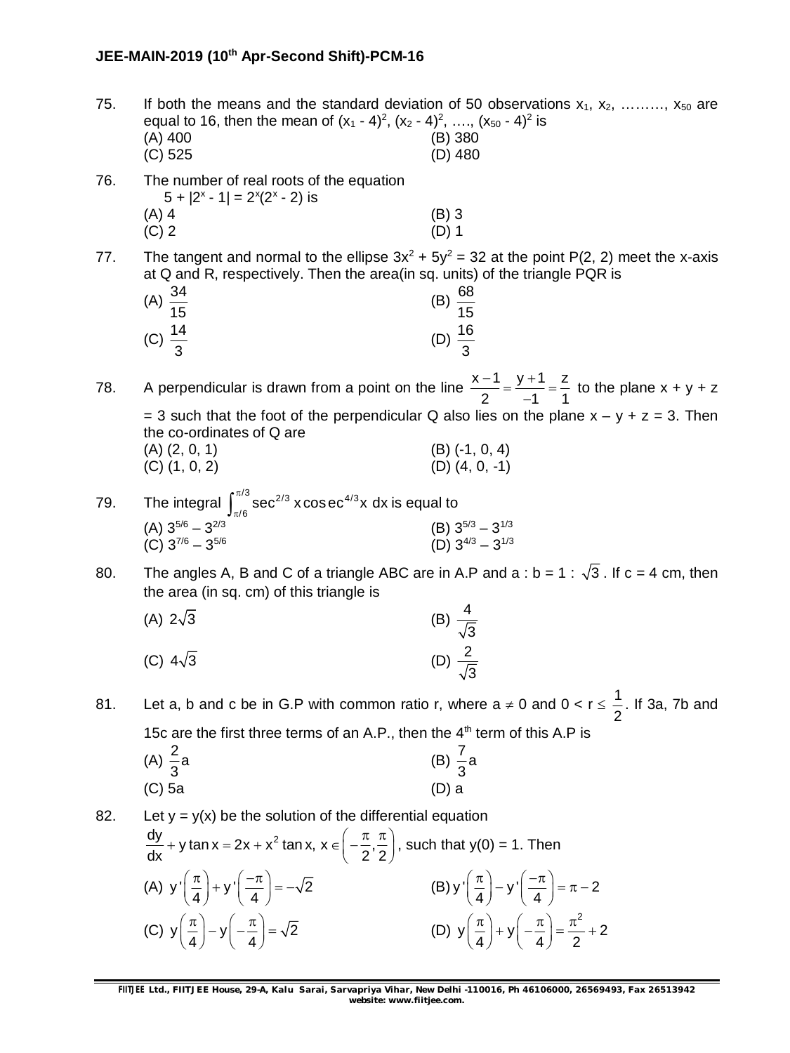75. If both the means and the standard deviation of 50 observations $x_1, x_2, \ldots\ldots\ldots, x_{50}$ are equal to 16, then the mean of $(x_1 - 4)^2, (x_2 - 4)^2, \ldots., (x_{50} - 4)^2$ is

(A) 400
(B) 380
(C) 525
(D) 480

76. The number of real roots of the equation
$5 + |2^x - 1| = 2^x(2^x - 2)$ is

(A) 4
(B) 3
(C) 2
(D) 1

77. The tangent and normal to the ellipse $3x^2 + 5y^2 = 32$ at the point P(2, 2) meet the x-axis at Q and R, respectively. Then the area(in sq. units) of the triangle PQR is

(A) $\frac{34}{15}$
(B) $\frac{68}{15}$
(C) $\frac{14}{3}$
(D) $\frac{16}{3}$

78. A perpendicular is drawn from a point on the line $\frac{x-1}{2} = \frac{y+1}{-1} = \frac{z}{1}$ to the plane $x + y + z = 3$ such that the foot of the perpendicular Q also lies on the plane $x - y + z = 3$. Then the co-ordinates of Q are

(A) (2, 0, 1)
(B) (-1, 0, 4)
(C) (1, 0, 2)
(D) (4, 0, -1)

79. The integral $\int_{\pi/6}^{\pi/3} \sec^{2/3} x \operatorname{cosec}^{4/3} x \, dx$ is equal to

(A) $3^{5/6} - 3^{2/3}$
(B) $3^{5/3} - 3^{1/3}$
(C) $3^{7/6} - 3^{5/6}$
(D) $3^{4/3} - 3^{1/3}$

80. The angles A, B and C of a triangle ABC are in A.P and $a : b = 1 : \sqrt{3}$. If c = 4 cm, then the area (in sq. cm) of this triangle is

(A) $2\sqrt{3}$
(B) $\frac{4}{\sqrt{3}}$
(C) $4\sqrt{3}$
(D) $\frac{2}{\sqrt{3}}$

81. Let a, b and c be in G.P with common ratio r, where $a \neq 0$ and $0 < r \leq \frac{1}{2}$. If 3a, 7b and 15c are the first three terms of an A.P., then the 4th term of this A.P is

(A) $\frac{2}{3}a$
(B) $\frac{7}{3}a$
(C) 5a
(D) a

82. Let $y = y(x)$ be the solution of the differential equation
$\frac{dy}{dx} + y\tan x = 2x + x^2 \tan x,\ x \in \left(-\frac{\pi}{2}, \frac{\pi}{2}\right)$, such that $y(0) = 1$. Then

(A) $y'\left(\frac{\pi}{4}\right) + y'\left(\frac{-\pi}{4}\right) = -\sqrt{2}$
(B) $y'\left(\frac{\pi}{4}\right) - y'\left(\frac{-\pi}{4}\right) = \pi - 2$
(C) $y\left(\frac{\pi}{4}\right) - y\left(-\frac{\pi}{4}\right) = \sqrt{2}$
(D) $y\left(\frac{\pi}{4}\right) + y\left(-\frac{\pi}{4}\right) = \frac{\pi^2}{2} + 2$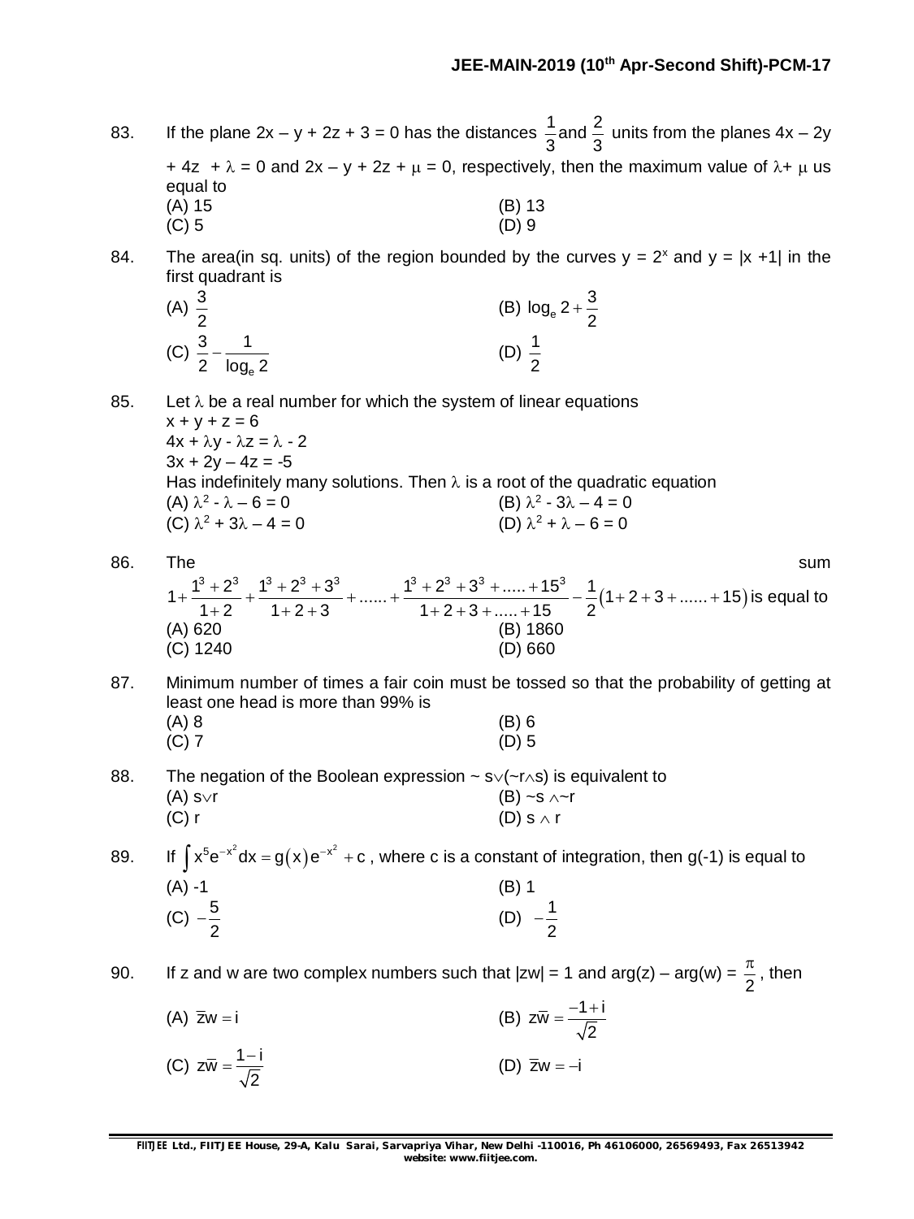83. If the plane $2x - y + 2z + 3 = 0$ has the distances $\frac{1}{3}$ and $\frac{2}{3}$ units from the planes $4x - 2y + 4z + \lambda = 0$ and $2x - y + 2z + \mu = 0$, respectively, then the maximum value of $\lambda + \mu$ us equal to

(A) 15
(B) 13
(C) 5
(D) 9

84. The area(in sq. units) of the region bounded by the curves $y = 2^x$ and $y = |x + 1|$ in the first quadrant is

(A) $\frac{3}{2}$
(B) $\log_e 2 + \frac{3}{2}$
(C) $\frac{3}{2} - \frac{1}{\log_e 2}$
(D) $\frac{1}{2}$

85. Let $\lambda$ be a real number for which the system of linear equations
$x + y + z = 6$
$4x + \lambda y - \lambda z = \lambda - 2$
$3x + 2y - 4z = -5$
Has indefinitely many solutions. Then $\lambda$ is a root of the quadratic equation

(A) $\lambda^2 - \lambda - 6 = 0$
(B) $\lambda^2 - 3\lambda - 4 = 0$
(C) $\lambda^2 + 3\lambda - 4 = 0$
(D) $\lambda^2 + \lambda - 6 = 0$

86. The sum $1 + \frac{1^3 + 2^3}{1+2} + \frac{1^3 + 2^3 + 3^3}{1+2+3} + ...... + \frac{1^3 + 2^3 + 3^3 + ..... + 15^3}{1+2+3+.....+15} - \frac{1}{2}(1 + 2 + 3 + ...... + 15)$ is equal to

(A) 620
(B) 1860
(C) 1240
(D) 660

87. Minimum number of times a fair coin must be tossed so that the probability of getting at least one head is more than 99% is

(A) 8
(B) 6
(C) 7
(D) 5

88. The negation of the Boolean expression $\sim s \vee (\sim r \wedge s)$ is equivalent to

(A) $s \vee r$
(B) $\sim s \wedge \sim r$
(C) $r$
(D) $s \wedge r$

89. If $\int x^5 e^{-x^2} dx = g(x)e^{-x^2} + c$, where c is a constant of integration, then g(-1) is equal to

(A) -1
(B) 1
(C) $-\frac{5}{2}$
(D) $-\frac{1}{2}$

90. If z and w are two complex numbers such that $|zw| = 1$ and $\arg(z) - \arg(w) = \frac{\pi}{2}$, then

(A) $\bar{z}w = i$
(B) $z\bar{w} = \frac{-1+i}{\sqrt{2}}$
(C) $z\bar{w} = \frac{1-i}{\sqrt{2}}$
(D) $\bar{z}w = -i$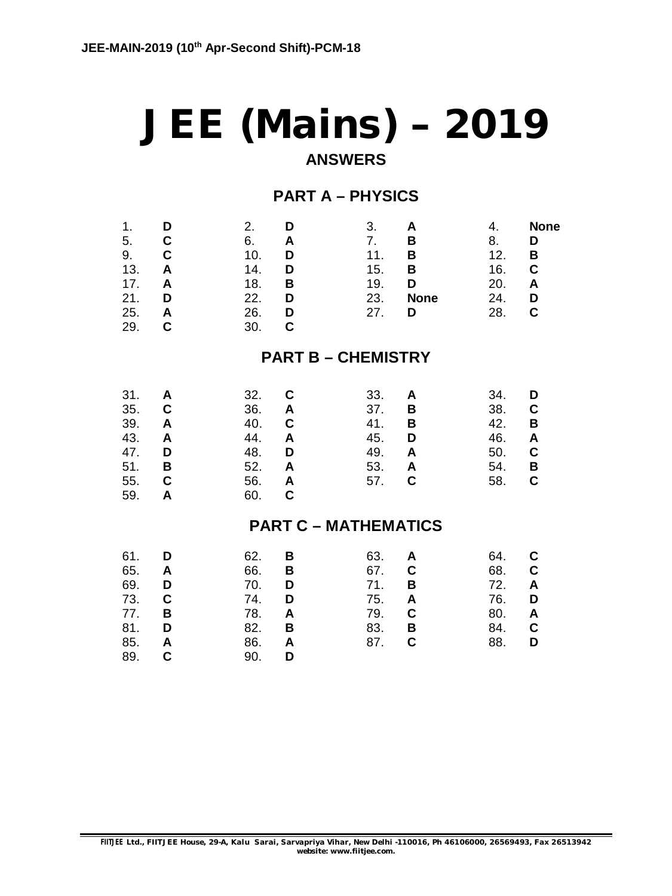# JEE (Mains) – 2019

## ANSWERS

### PART A – PHYSICS

| | | | | | | | |
|---|---|---|---|---|---|---|---|
| 1. | **D** | 2. | **D** | 3. | **A** | 4. | **None** |
| 5. | **C** | 6. | **A** | 7. | **B** | 8. | **D** |
| 9. | **C** | 10. | **D** | 11. | **B** | 12. | **B** |
| 13. | **A** | 14. | **D** | 15. | **B** | 16. | **C** |
| 17. | **A** | 18. | **B** | 19. | **D** | 20. | **A** |
| 21. | **D** | 22. | **D** | 23. | **None** | 24. | **D** |
| 25. | **A** | 26. | **D** | 27. | **D** | 28. | **C** |
| 29. | **C** | 30. | **C** | | | | |

### PART B – CHEMISTRY

| | | | | | | | |
|---|---|---|---|---|---|---|---|
| 31. | **A** | 32. | **C** | 33. | **A** | 34. | **D** |
| 35. | **C** | 36. | **A** | 37. | **B** | 38. | **C** |
| 39. | **A** | 40. | **C** | 41. | **B** | 42. | **B** |
| 43. | **A** | 44. | **A** | 45. | **D** | 46. | **A** |
| 47. | **D** | 48. | **D** | 49. | **A** | 50. | **C** |
| 51. | **B** | 52. | **A** | 53. | **A** | 54. | **B** |
| 55. | **C** | 56. | **A** | 57. | **C** | 58. | **C** |
| 59. | **A** | 60. | **C** | | | | |

### PART C – MATHEMATICS

| | | | | | | | |
|---|---|---|---|---|---|---|---|
| 61. | **D** | 62. | **B** | 63. | **A** | 64. | **C** |
| 65. | **A** | 66. | **B** | 67. | **C** | 68. | **C** |
| 69. | **D** | 70. | **D** | 71. | **B** | 72. | **A** |
| 73. | **C** | 74. | **D** | 75. | **A** | 76. | **D** |
| 77. | **B** | 78. | **A** | 79. | **C** | 80. | **A** |
| 81. | **D** | 82. | **B** | 83. | **B** | 84. | **C** |
| 85. | **A** | 86. | **A** | 87. | **C** | 88. | **D** |
| 89. | **C** | 90. | **D** | | | | |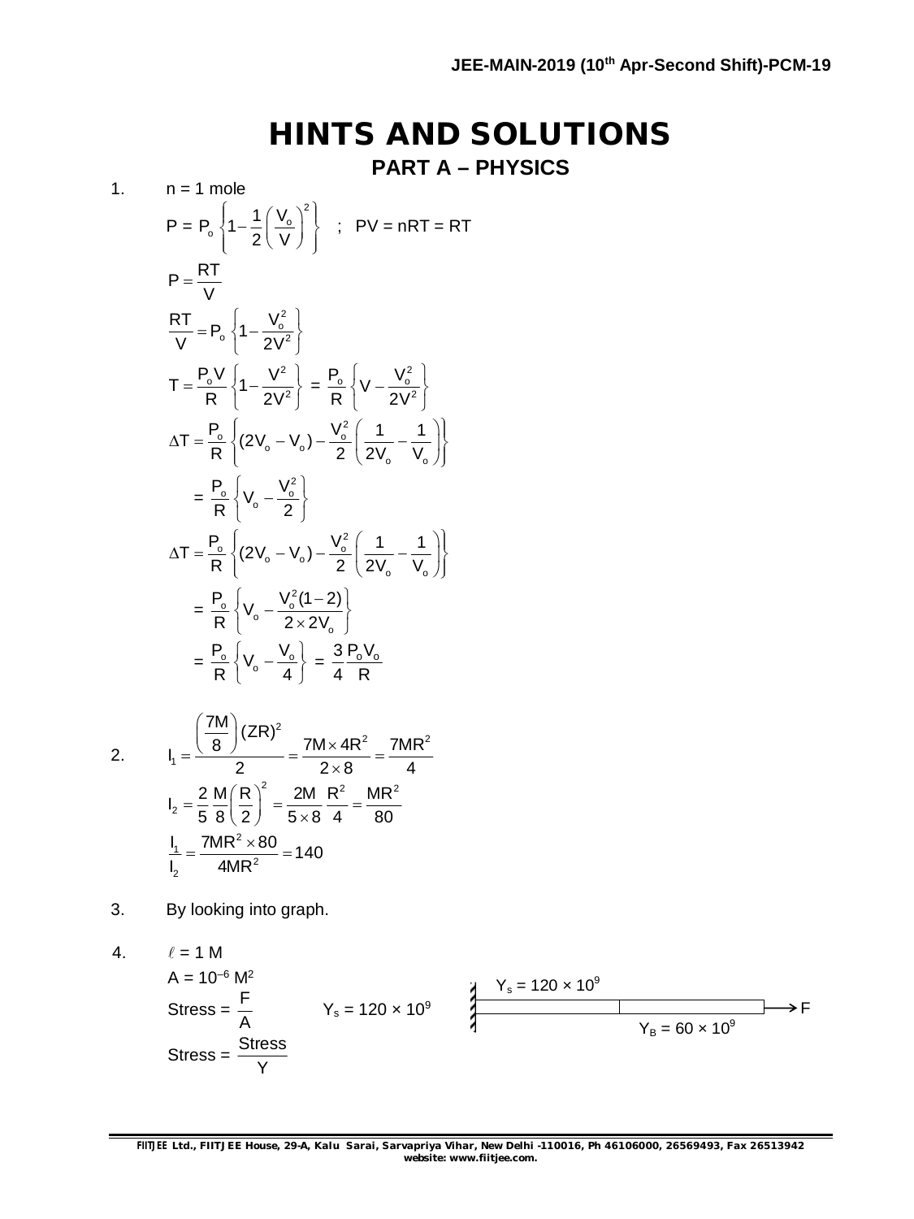# HINTS AND SOLUTIONS

## PART A – PHYSICS

1. n = 1 mole

$$P = P_o\left\{1 - \frac{1}{2}\left(\frac{V_o}{V}\right)^2\right\} \quad ; \quad PV = nRT = RT$$

$$P = \frac{RT}{V}$$

$$\frac{RT}{V} = P_o\left\{1 - \frac{V_o^2}{2V^2}\right\}$$

$$T = \frac{P_oV}{R}\left\{1 - \frac{V^2}{2V^2}\right\} = \frac{P_o}{R}\left\{V - \frac{V_o^2}{2V^2}\right\}$$

$$\Delta T = \frac{P_o}{R}\left\{(2V_o - V_o) - \frac{V_o^2}{2}\left(\frac{1}{2V_o} - \frac{1}{V_o}\right)\right\}$$

$$= \frac{P_o}{R}\left\{V_o - \frac{V_o^2}{2}\right\}$$

$$\Delta T = \frac{P_o}{R}\left\{(2V_o - V_o) - \frac{V_o^2}{2}\left(\frac{1}{2V_o} - \frac{1}{V_o}\right)\right\}$$

$$= \frac{P_o}{R}\left\{V_o - \frac{V_o^2(1-2)}{2 \times 2V_o}\right\}$$

$$= \frac{P_o}{R}\left\{V_o - \frac{V_o}{4}\right\} = \frac{3}{4}\frac{P_oV_o}{R}$$

2.

$$I_1 = \frac{\left(\frac{7M}{8}\right)(ZR)^2}{2} = \frac{7M \times 4R^2}{2 \times 8} = \frac{7MR^2}{4}$$

$$I_2 = \frac{2}{5}\frac{M}{8}\left(\frac{R}{2}\right)^2 = \frac{2M}{5 \times 8}\frac{R^2}{4} = \frac{MR^2}{80}$$

$$\frac{I_1}{I_2} = \frac{7MR^2 \times 80}{4MR^2} = 140$$

3. By looking into graph.

4. $\ell$ = 1 M

$A = 10^{-6}$ $M^2$

Stress = $\frac{F}{A}$ $\qquad Y_s = 120 \times 10^9$

Stress = $\frac{\text{Stress}}{Y}$

$Y_s = 120 \times 10^9$ $\qquad Y_B = 60 \times 10^9$ $\qquad$ F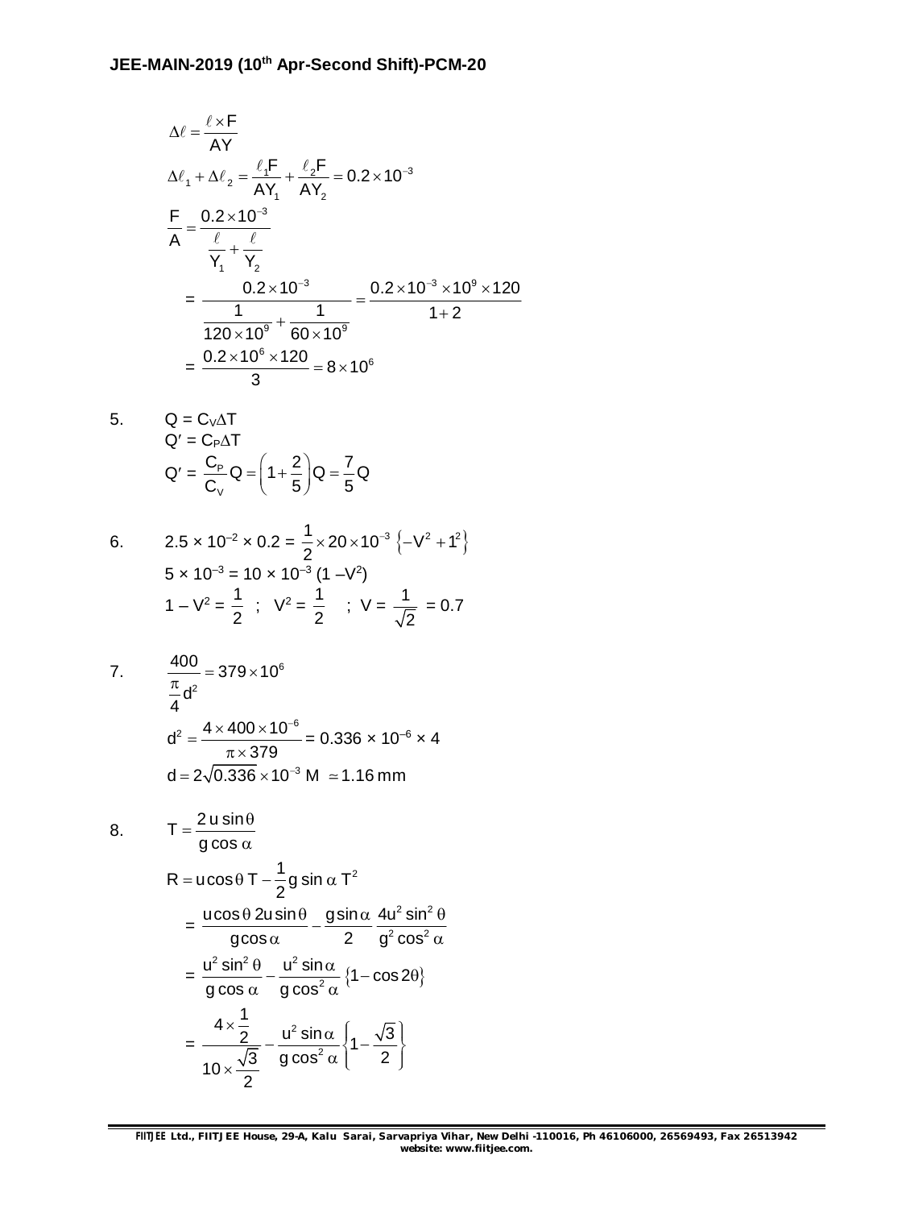$$\Delta\ell = \frac{\ell \times F}{AY}$$

$$\Delta\ell_1 + \Delta\ell_2 = \frac{\ell_1 F}{AY_1} + \frac{\ell_2 F}{AY_2} = 0.2 \times 10^{-3}$$

$$\frac{F}{A} = \frac{0.2 \times 10^{-3}}{\frac{\ell}{Y_1} + \frac{\ell}{Y_2}}$$

$$= \frac{0.2 \times 10^{-3}}{\frac{1}{120 \times 10^9} + \frac{1}{60 \times 10^9}} = \frac{0.2 \times 10^{-3} \times 10^9 \times 120}{1+2}$$

$$= \frac{0.2 \times 10^6 \times 120}{3} = 8 \times 10^6$$

5. $Q = C_V \Delta T$

$Q' = C_P \Delta T$

$$Q' = \frac{C_P}{C_V} Q = \left(1 + \frac{2}{5}\right) Q = \frac{7}{5} Q$$

6. $2.5 \times 10^{-2} \times 0.2 = \frac{1}{2} \times 20 \times 10^{-3} \left\{-V^2 + 1^2\right\}$

$5 \times 10^{-3} = 10 \times 10^{-3} (1 - V^2)$

$1 - V^2 = \frac{1}{2}$ ; $V^2 = \frac{1}{2}$ ; $V = \frac{1}{\sqrt{2}} = 0.7$

7. $$\frac{400}{\frac{\pi}{4} d^2} = 379 \times 10^6$$

$$d^2 = \frac{4 \times 400 \times 10^{-6}}{\pi \times 379} = 0.336 \times 10^{-6} \times 4$$

$$d = 2\sqrt{0.336} \times 10^{-3} \text{ M } \simeq 1.16 \text{ mm}$$

8. $$T = \frac{2u \sin\theta}{g \cos\alpha}$$

$$R = u\cos\theta\, T - \frac{1}{2} g \sin\alpha\, T^2$$

$$= \frac{u\cos\theta\, 2u\sin\theta}{g\cos\alpha} - \frac{g\sin\alpha}{2} \frac{4u^2 \sin^2\theta}{g^2 \cos^2\alpha}$$

$$= \frac{u^2 \sin^2\theta}{g\cos\alpha} - \frac{u^2 \sin\alpha}{g\cos^2\alpha} \left\{1 - \cos 2\theta\right\}$$

$$= \frac{4 \times \frac{1}{2}}{10 \times \frac{\sqrt{3}}{2}} - \frac{u^2 \sin\alpha}{g\cos^2\alpha} \left\{1 - \frac{\sqrt{3}}{2}\right\}$$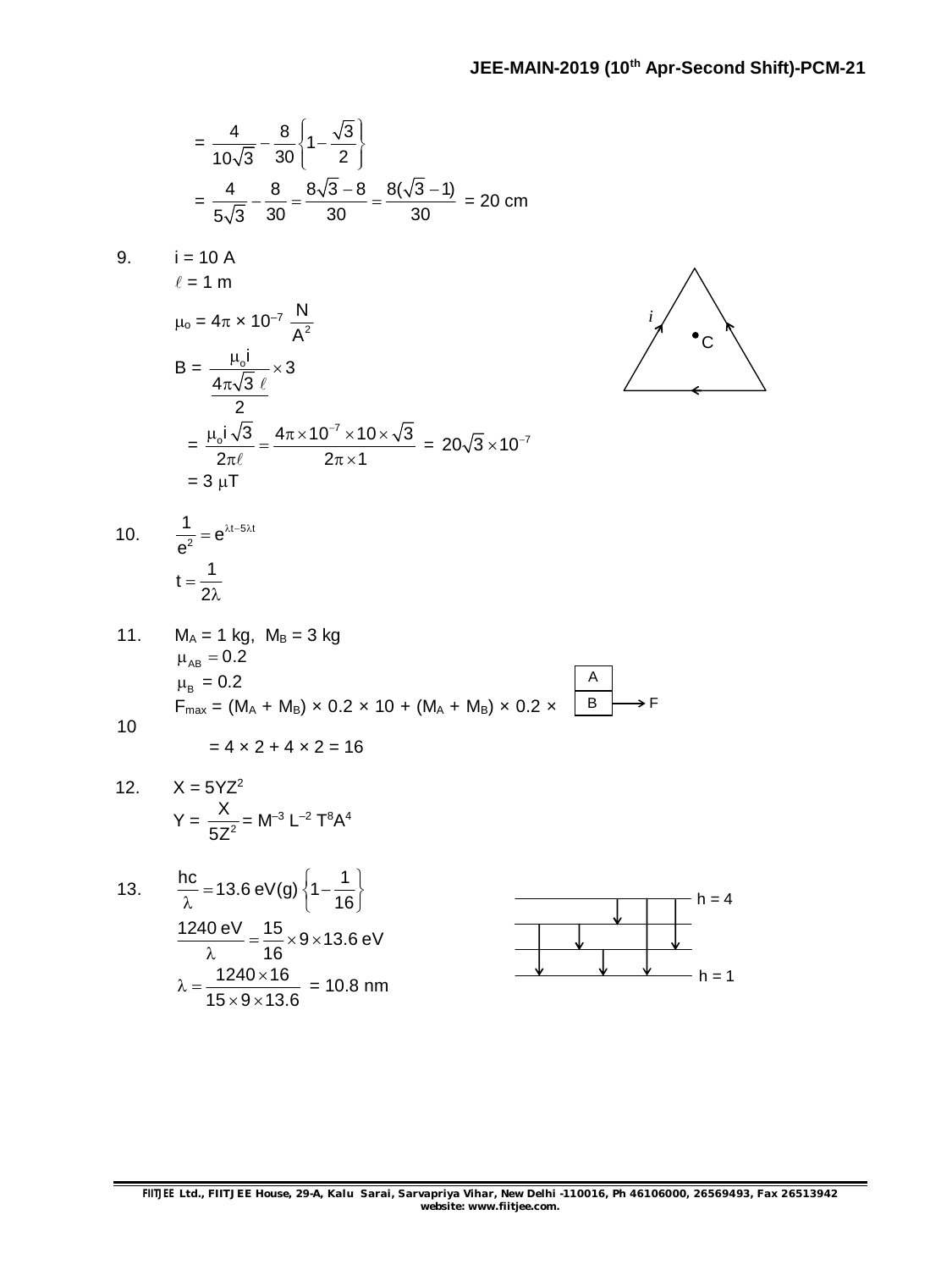$$= \frac{4}{10\sqrt{3}} - \frac{8}{30}\left\{1 - \frac{\sqrt{3}}{2}\right\}$$

$$= \frac{4}{5\sqrt{3}} - \frac{8}{30} = \frac{8\sqrt{3}-8}{30} = \frac{8(\sqrt{3}-1)}{30} = 20 \text{ cm}$$

9. $i = 10$ A

$\ell = 1$ m

$\mu_o = 4\pi \times 10^{-7} \frac{N}{A^2}$

$$B = \frac{\mu_o i}{4\pi \frac{\sqrt{3}\,\ell}{2}} \times 3$$

$$= \frac{\mu_o i\sqrt{3}}{2\pi\ell} = \frac{4\pi \times 10^{-7} \times 10 \times \sqrt{3}}{2\pi \times 1} = 20\sqrt{3} \times 10^{-7}$$

$= 3\ \mu$T

10. $$\frac{1}{e^2} = e^{\lambda t - 5\lambda t}$$

$$t = \frac{1}{2\lambda}$$

11. $M_A = 1$ kg, $M_B = 3$ kg

$\mu_{AB} = 0.2$

$\mu_B = 0.2$

$F_{max} = (M_A + M_B) \times 0.2 \times 10 + (M_A + M_B) \times 0.2 \times 10$

$= 4 \times 2 + 4 \times 2 = 16$

12. $X = 5YZ^2$

$$Y = \frac{X}{5Z^2} = M^{-3}\,L^{-2}\,T^8A^4$$

13. $$\frac{hc}{\lambda} = 13.6 \text{ eV(g)} \left\{1 - \frac{1}{16}\right\}$$

$$\frac{1240 \text{ eV}}{\lambda} = \frac{15}{16} \times 9 \times 13.6 \text{ eV}$$

$$\lambda = \frac{1240 \times 16}{15 \times 9 \times 13.6} = 10.8 \text{ nm}$$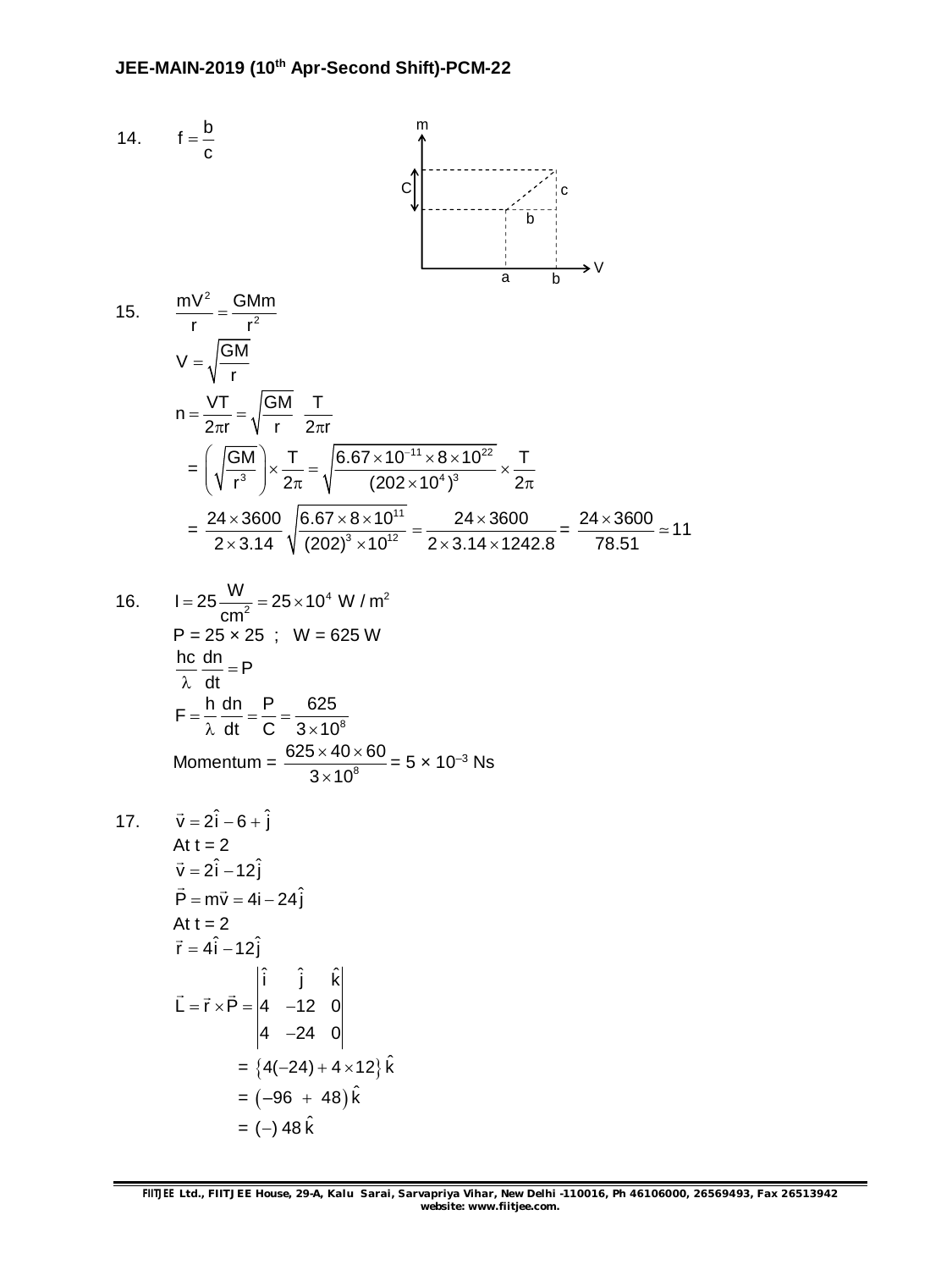14. $f = \dfrac{b}{c}$

15. $\dfrac{mV^2}{r} = \dfrac{GMm}{r^2}$

$$V = \sqrt{\frac{GM}{r}}$$

$$n = \frac{VT}{2\pi r} = \sqrt{\frac{GM}{r}}\ \frac{T}{2\pi r}$$

$$= \left(\sqrt{\frac{GM}{r^3}}\right) \times \frac{T}{2\pi} = \sqrt{\frac{6.67 \times 10^{-11} \times 8 \times 10^{22}}{(202 \times 10^4)^3}} \times \frac{T}{2\pi}$$

$$= \frac{24 \times 3600}{2 \times 3.14}\sqrt{\frac{6.67 \times 8 \times 10^{11}}{(202)^3 \times 10^{12}}} = \frac{24 \times 3600}{2 \times 3.14 \times 1242.8} = \frac{24 \times 3600}{78.51} \simeq 11$$

16. $I = 25\dfrac{W}{cm^2} = 25 \times 10^4\ W/m^2$

P = 25 × 25 ; W = 625 W

$$\frac{hc}{\lambda}\frac{dn}{dt} = P$$

$$F = \frac{h}{\lambda}\frac{dn}{dt} = \frac{P}{C} = \frac{625}{3 \times 10^8}$$

Momentum = $\dfrac{625 \times 40 \times 60}{3 \times 10^8}$ = $5 \times 10^{-3}$ Ns

17. $\vec{v} = 2\hat{i} - 6 + \hat{j}$

At t = 2

$\vec{v} = 2\hat{i} - 12\hat{j}$

$\vec{P} = m\vec{v} = 4i - 24\hat{j}$

At t = 2

$\vec{r} = 4\hat{i} - 12\hat{j}$

$$\vec{L} = \vec{r} \times \vec{P} = \begin{vmatrix} \hat{i} & \hat{j} & \hat{k} \\ 4 & -12 & 0 \\ 4 & -24 & 0 \end{vmatrix}$$

$$= \{4(-24) + 4 \times 12\}\hat{k}$$

$$= (-96 + 48)\hat{k}$$

$$= (-)\,48\,\hat{k}$$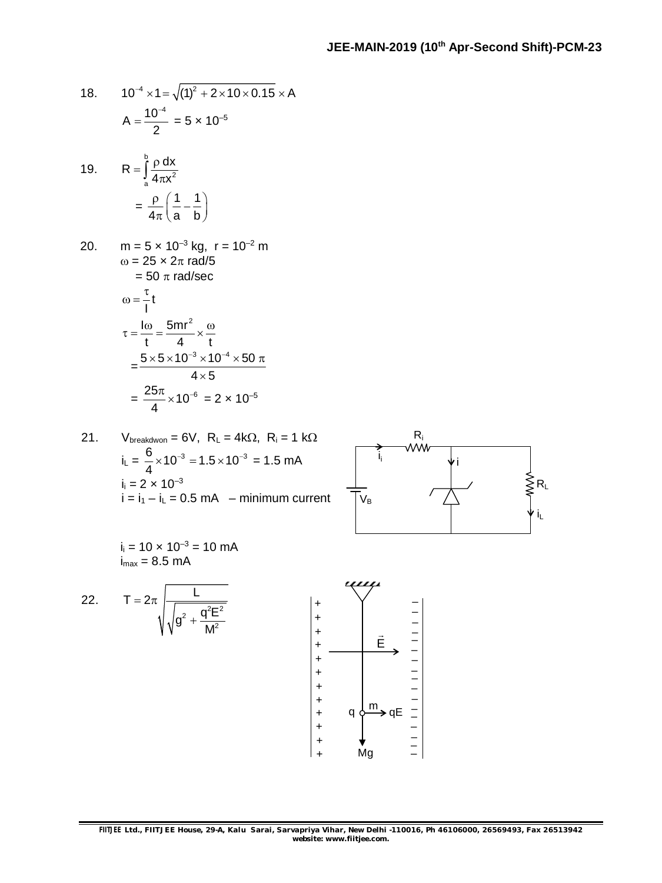18. $10^{-4} \times 1 = \sqrt{(1)^2 + 2 \times 10 \times 0.15} \times A$

$A = \frac{10^{-4}}{2}$ = 5 × $10^{-5}$

19. $R = \int_a^b \frac{\rho\, dx}{4\pi x^2}$

$= \frac{\rho}{4\pi}\left(\frac{1}{a} - \frac{1}{b}\right)$

20. m = 5 × $10^{-3}$ kg, r = $10^{-2}$ m

$\omega$ = 25 × 2$\pi$ rad/5

= 50 $\pi$ rad/sec

$\omega = \frac{\tau}{I} t$

$\tau = \frac{I\omega}{t} = \frac{5mr^2}{4} \times \frac{\omega}{t}$

$= \frac{5 \times 5 \times 10^{-3} \times 10^{-4} \times 50\,\pi}{4 \times 5}$

$= \frac{25\pi}{4} \times 10^{-6}$ = 2 × $10^{-5}$

21. $V_{breakdwon}$ = 6V, $R_L$ = 4kΩ, $R_i$ = 1 kΩ

$i_L = \frac{6}{4} \times 10^{-3} = 1.5 \times 10^{-3}$ = 1.5 mA

$i_i$ = 2 × $10^{-3}$

i = $i_1 - i_L$ = 0.5 mA – minimum current

$i_i$ = 10 × $10^{-3}$ = 10 mA

$i_{max}$ = 8.5 mA

22. $T = 2\pi \sqrt{\frac{L}{\sqrt{g^2 + \frac{q^2E^2}{M^2}}}}$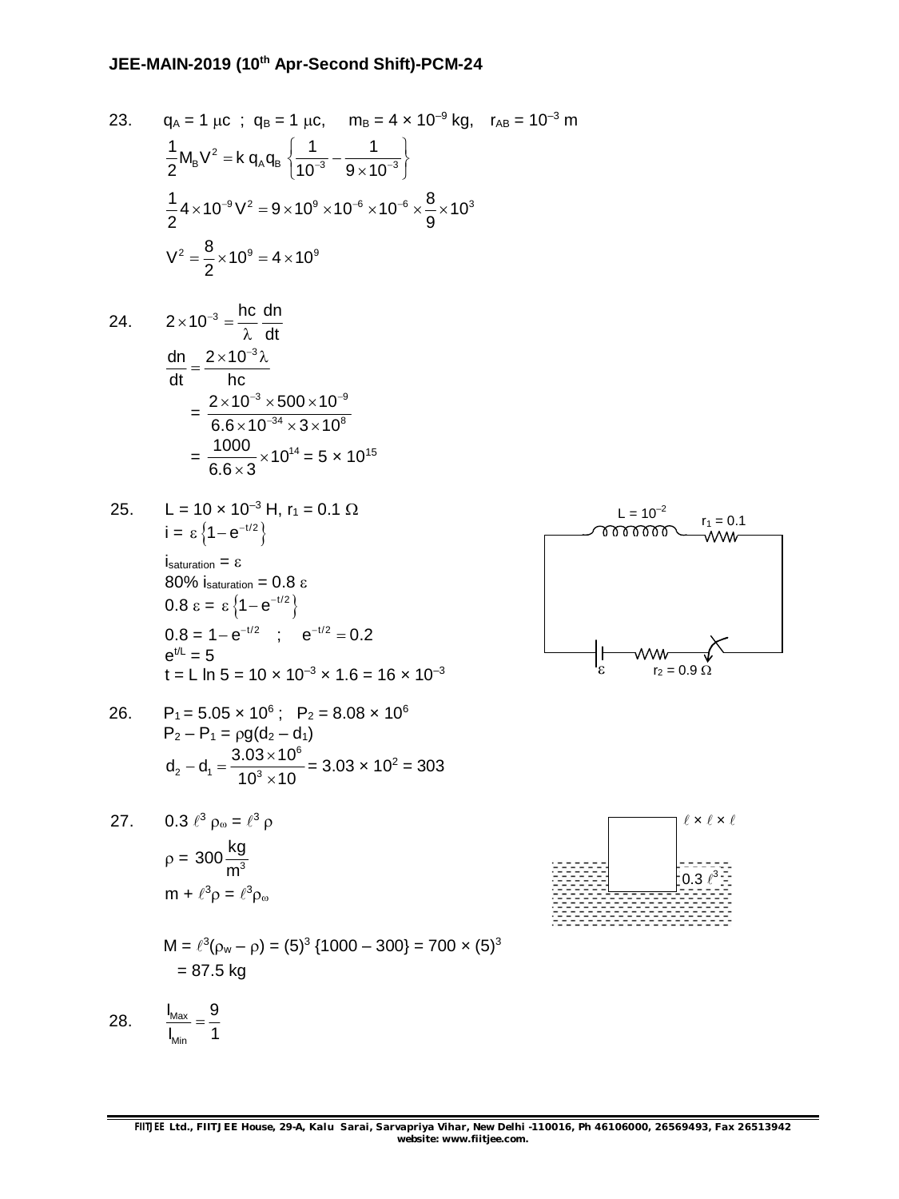23. $q_A = 1\ \mu c$ ; $q_B = 1\ \mu c$, $m_B = 4 \times 10^{-9}$ kg, $r_{AB} = 10^{-3}$ m

$$\frac{1}{2}M_B V^2 = k\, q_A q_B \left\{\frac{1}{10^{-3}} - \frac{1}{9\times10^{-3}}\right\}$$

$$\frac{1}{2}4\times10^{-9}V^2 = 9\times10^9\times10^{-6}\times10^{-6}\times\frac{8}{9}\times10^3$$

$$V^2 = \frac{8}{2}\times10^9 = 4\times10^9$$

24. $$2\times10^{-3} = \frac{hc}{\lambda}\frac{dn}{dt}$$

$$\frac{dn}{dt} = \frac{2\times10^{-3}\lambda}{hc}$$

$$= \frac{2\times10^{-3}\times500\times10^{-9}}{6.6\times10^{-34}\times3\times10^8}$$

$$= \frac{1000}{6.6\times3}\times10^{14} = 5\times10^{15}$$

25. $L = 10 \times 10^{-3}$ H, $r_1 = 0.1\ \Omega$

$i = \varepsilon\left\{1 - e^{-t/2}\right\}$

$i_{saturation} = \varepsilon$

80% $i_{saturation} = 0.8\ \varepsilon$

$0.8\ \varepsilon = \varepsilon\left\{1 - e^{-t/2}\right\}$

$0.8 = 1 - e^{-t/2}$ ; $e^{-t/2} = 0.2$

$e^{t/L} = 5$

$t = L \ln 5 = 10 \times 10^{-3} \times 1.6 = 16 \times 10^{-3}$

(Circuit: $L = 10^{-2}$, $r_1 = 0.1$, $\varepsilon$, $r_2 = 0.9\ \Omega$)

26. $P_1 = 5.05 \times 10^6$ ; $P_2 = 8.08 \times 10^6$

$P_2 - P_1 = \rho g(d_2 - d_1)$

$$d_2 - d_1 = \frac{3.03\times10^6}{10^3\times10} = 3.03\times10^2 = 303$$

27. $0.3\ \ell^3\ \rho_\omega = \ell^3\ \rho$

$$\rho = 300\frac{kg}{m^3}$$

$m + \ell^3\rho = \ell^3\rho_\omega$

(Figure: cube $\ell \times \ell \times \ell$, submerged $0.3\ \ell^3$)

$M = \ell^3(\rho_w - \rho) = (5)^3\ \{1000 - 300\} = 700 \times (5)^3$

$= 87.5$ kg

28. $$\frac{I_{Max}}{I_{Min}} = \frac{9}{1}$$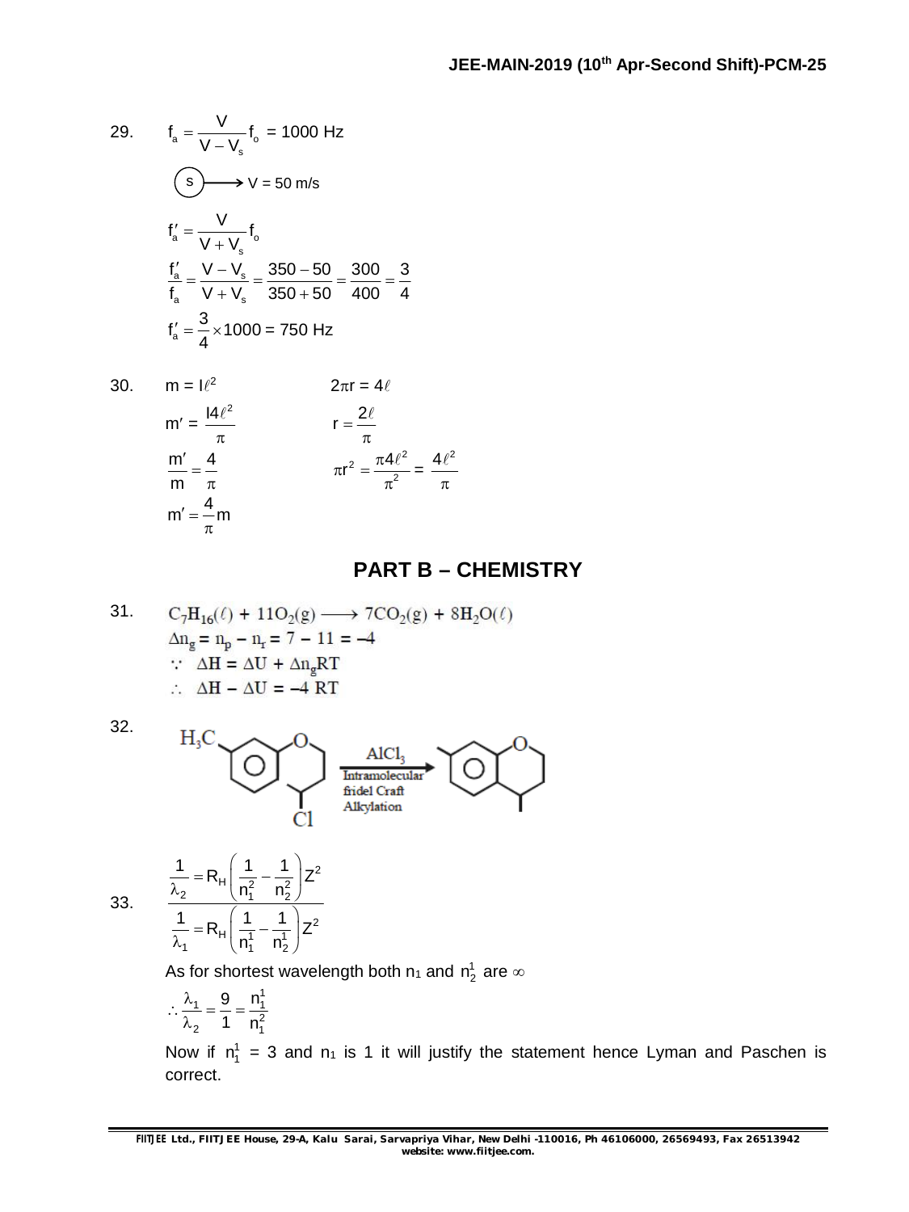29. $f_a = \dfrac{V}{V - V_s} f_o$ = 1000 Hz

(S) ⟶ V = 50 m/s

$$f_a' = \frac{V}{V + V_s} f_o$$

$$\frac{f_a'}{f_a} = \frac{V - V_s}{V + V_s} = \frac{350 - 50}{350 + 50} = \frac{300}{400} = \frac{3}{4}$$

$$f_a' = \frac{3}{4} \times 1000 = 750 \text{ Hz}$$

30. $m = I\ell^2$ $\qquad\qquad$ $2\pi r = 4\ell$

$m' = \dfrac{I4\ell^2}{\pi}$ $\qquad\qquad$ $r = \dfrac{2\ell}{\pi}$

$\dfrac{m'}{m} = \dfrac{4}{\pi}$ $\qquad\qquad$ $\pi r^2 = \dfrac{\pi 4\ell^2}{\pi^2} = \dfrac{4\ell^2}{\pi}$

$m' = \dfrac{4}{\pi} m$

## PART B – CHEMISTRY

31. $C_7H_{16}(\ell) + 11O_2(g) \longrightarrow 7CO_2(g) + 8H_2O(\ell)$

$\Delta n_g = n_p - n_r = 7 - 11 = -4$

$\because \ \Delta H = \Delta U + \Delta n_g RT$

$\therefore \ \Delta H - \Delta U = -4 \ RT$

32. [Reaction scheme: substituted chroman with $H_3C$ and Cl $\xrightarrow[\text{Intramolecular fridel Craft Alkylation}]{AlCl_3}$ tricyclic product]

33. $$\frac{\dfrac{1}{\lambda_2} = R_H\left(\dfrac{1}{n_1^2} - \dfrac{1}{n_2^2}\right)Z^2}{\dfrac{1}{\lambda_1} = R_H\left(\dfrac{1}{n_1^1} - \dfrac{1}{n_2^1}\right)Z^2}$$

As for shortest wavelength both $n_1$ and $n_2^1$ are $\infty$

$$\therefore \frac{\lambda_1}{\lambda_2} = \frac{9}{1} = \frac{n_1^1}{n_1^2}$$

Now if $n_1^1 = 3$ and $n_1$ is 1 it will justify the statement hence Lyman and Paschen is correct.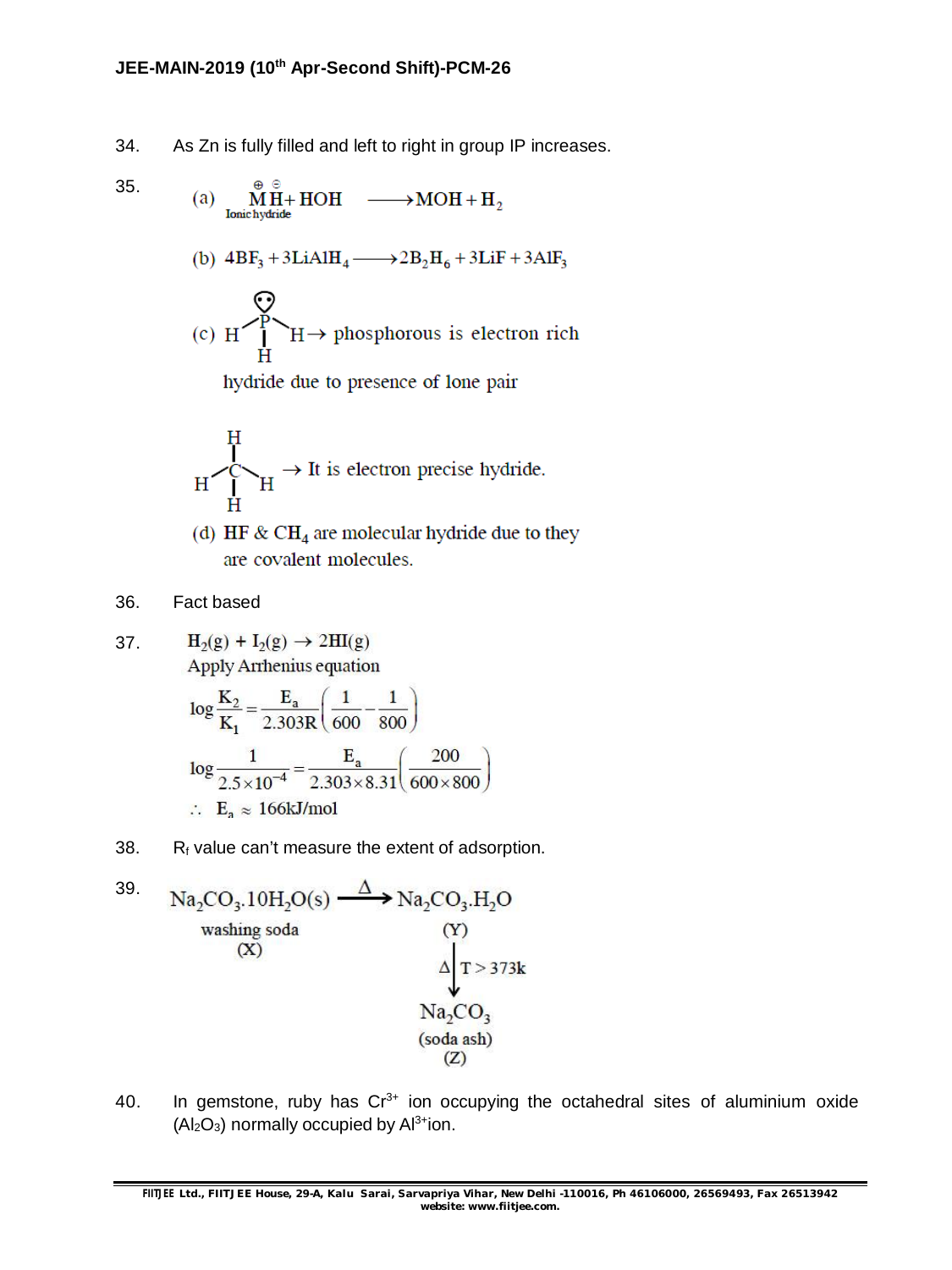34. As Zn is fully filled and left to right in group IP increases.

35. (a) $\underset{\text{Ionic hydride}}{\overset{\oplus\ \ominus}{MH}} + HOH \longrightarrow MOH + H_2$

(b) $4BF_3 + 3LiAlH_4 \longrightarrow 2B_2H_6 + 3LiF + 3AlF_3$

(c) $PH_3$ (H–P–H with lone pair on P) → phosphorous is electron rich hydride due to presence of lone pair

$CH_4$ (C bonded to four H) → It is electron precise hydride.

(d) HF & $CH_4$ are molecular hydride due to they are covalent molecules.

36. Fact based

37. $H_2(g) + I_2(g) \rightarrow 2HI(g)$

Apply Arrhenius equation

$$\log\frac{K_2}{K_1} = \frac{E_a}{2.303R}\left(\frac{1}{600} - \frac{1}{800}\right)$$

$$\log\frac{1}{2.5\times10^{-4}} = \frac{E_a}{2.303\times8.31}\left(\frac{200}{600\times800}\right)$$

$\therefore\ E_a \approx 166\text{kJ/mol}$

38. $R_f$ value can't measure the extent of adsorption.

39. $\underset{\substack{\text{washing soda} \\ (X)}}{Na_2CO_3.10H_2O(s)} \xrightarrow{\Delta} \underset{(Y)}{Na_2CO_3.H_2O} \xrightarrow[T > 373k]{\Delta} \underset{\substack{\text{(soda ash)} \\ (Z)}}{Na_2CO_3}$

40. In gemstone, ruby has $Cr^{3+}$ ion occupying the octahedral sites of aluminium oxide ($Al_2O_3$) normally occupied by $Al^{3+}$ion.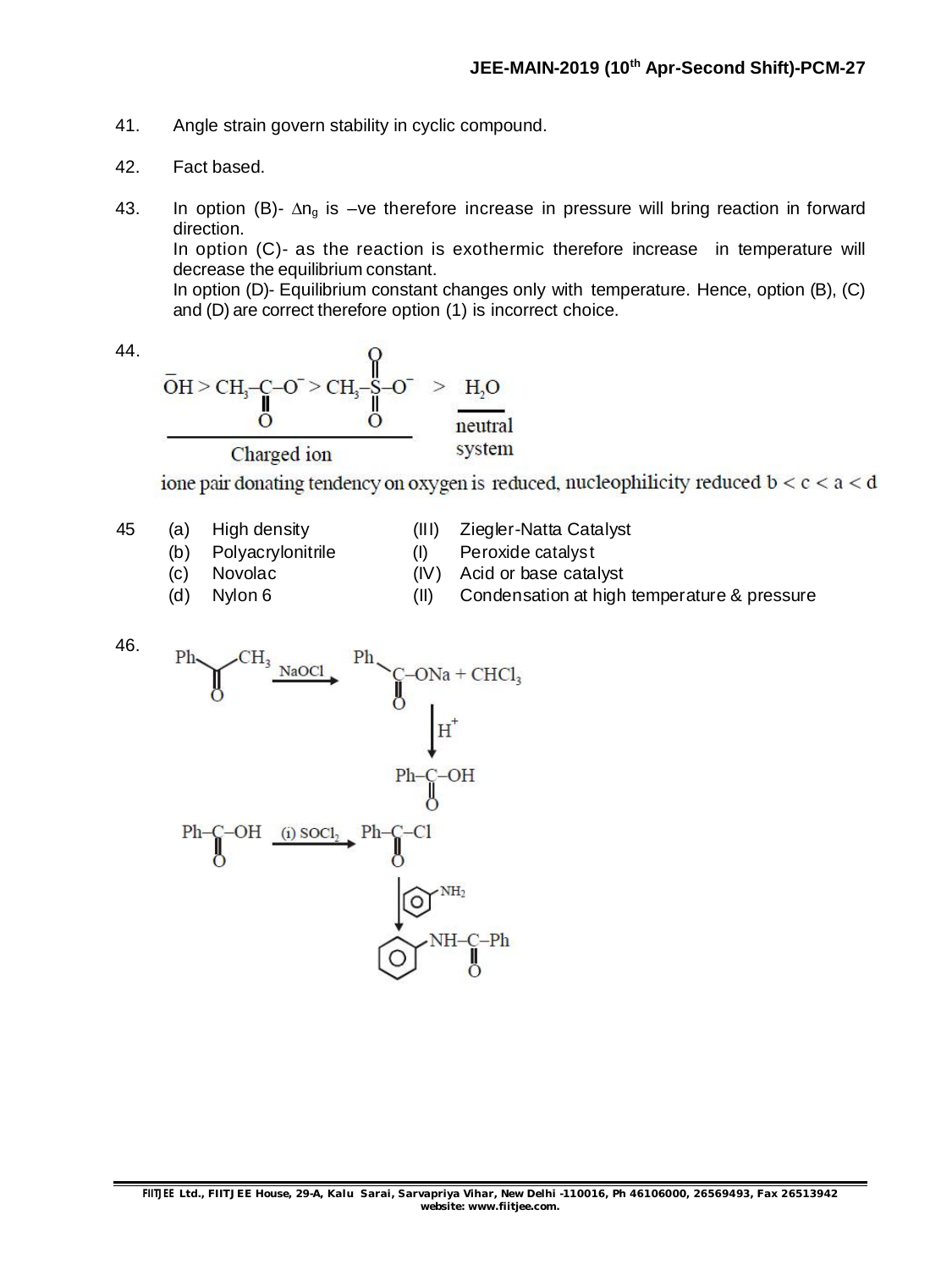41. Angle strain govern stability in cyclic compound.

42. Fact based.

43. In option (B)- $\Delta n_g$ is –ve therefore increase in pressure will bring reaction in forward direction.
In option (C)- as the reaction is exothermic therefore increase in temperature will decrease the equilibrium constant.
In option (D)- Equilibrium constant changes only with temperature. Hence, option (B), (C) and (D) are correct therefore option (1) is incorrect choice.

44.

$$\underbrace{\bar{O}H > CH_3-\overset{\overset{}{}}{\underset{\underset{O}{\|}}{C}}-O^- > CH_3-\overset{\overset{O}{\|}}{\underset{\underset{O}{\|}}{S}}-O^-}_{\text{Charged ion}} > \underbrace{H_2O}_{\text{neutral system}}$$

ione pair donating tendency on oxygen is reduced, nucleophilicity reduced b < c < a < d

45.

| | | | |
|---|---|---|---|
| (a) | High density | (III) | Ziegler-Natta Catalyst |
| (b) | Polyacrylonitrile | (I) | Peroxide catalyst |
| (c) | Novolac | (IV) | Acid or base catalyst |
| (d) | Nylon 6 | (II) | Condensation at high temperature & pressure |

46.

$$Ph-\underset{\underset{O}{\|}}{C}-CH_3 \xrightarrow{NaOCl} Ph-\underset{\underset{O}{\|}}{C}-ONa + CHCl_3 \xrightarrow{H^+} Ph-\underset{\underset{O}{\|}}{C}-OH$$

$$Ph-\underset{\underset{O}{\|}}{C}-OH \xrightarrow{(i)\ SOCl_2} Ph-\underset{\underset{O}{\|}}{C}-Cl \xrightarrow{C_6H_5NH_2} C_6H_5-NH-\underset{\underset{O}{\|}}{C}-Ph$$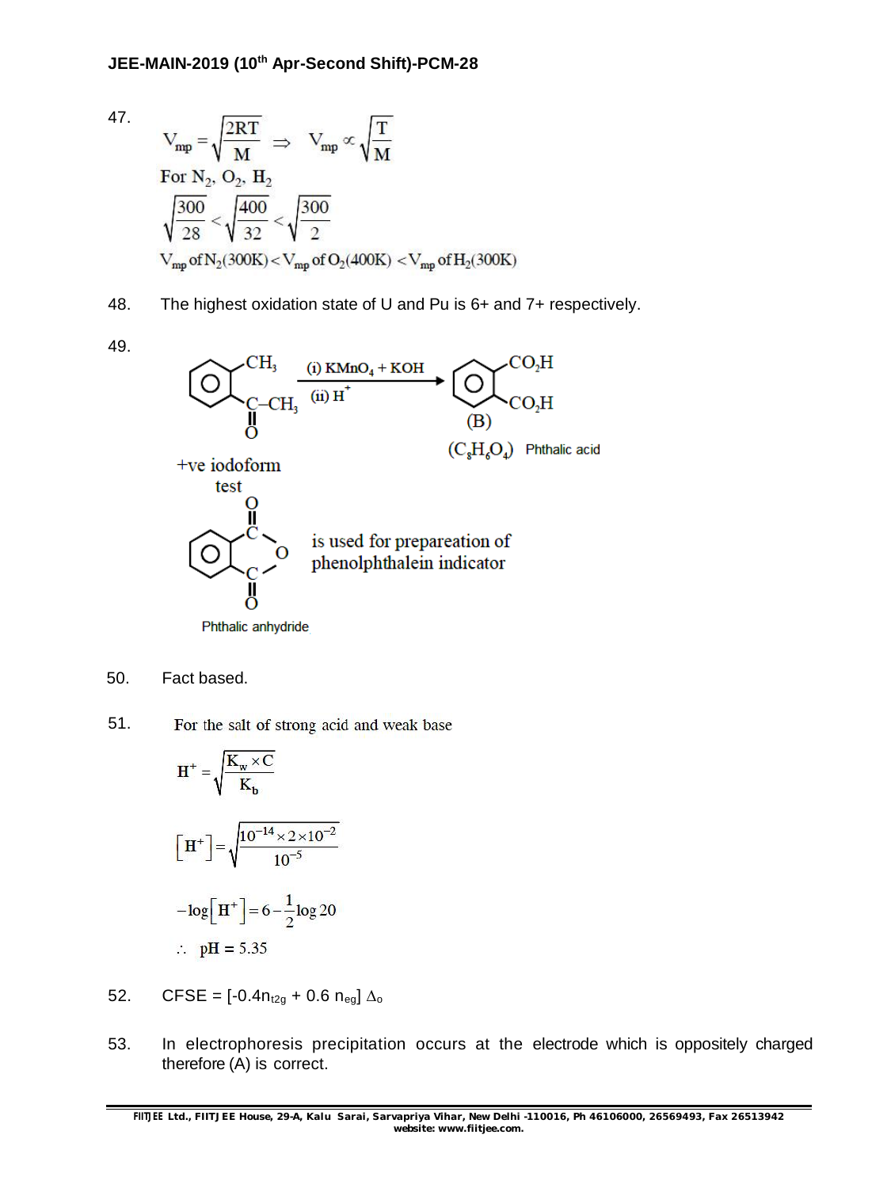47.

$$V_{mp} = \sqrt{\frac{2RT}{M}} \Rightarrow V_{mp} \propto \sqrt{\frac{T}{M}}$$

For $N_2$, $O_2$, $H_2$

$$\sqrt{\frac{300}{28}} < \sqrt{\frac{400}{32}} < \sqrt{\frac{300}{2}}$$

$$V_{mp} \text{ of } N_2(300K) < V_{mp} \text{ of } O_2(400K) < V_{mp} \text{ of } H_2(300K)$$

48. The highest oxidation state of U and Pu is 6+ and 7+ respectively.

49.

$$\text{C}_6\text{H}_4(\text{CH}_3)(\text{COCH}_3) \xrightarrow[\text{(ii) } H^+]{\text{(i) } KMnO_4 + KOH} \text{C}_6\text{H}_4(\text{CO}_2\text{H})_2$$

+ve iodoform test

(B) $(C_8H_6O_4)$ Phthalic acid

Phthalic anhydride is used for preparation of phenolphthalein indicator

50. Fact based.

51. For the salt of strong acid and weak base

$$H^+ = \sqrt{\frac{K_w \times C}{K_b}}$$

$$\left[H^+\right] = \sqrt{\frac{10^{-14} \times 2 \times 10^{-2}}{10^{-5}}}$$

$$-\log\left[H^+\right] = 6 - \frac{1}{2}\log 20$$

$$\therefore \ pH = 5.35$$

52. CFSE = $[-0.4n_{t2g} + 0.6\ n_{eg}]\ \Delta_o$

53. In electrophoresis precipitation occurs at the electrode which is oppositely charged therefore (A) is correct.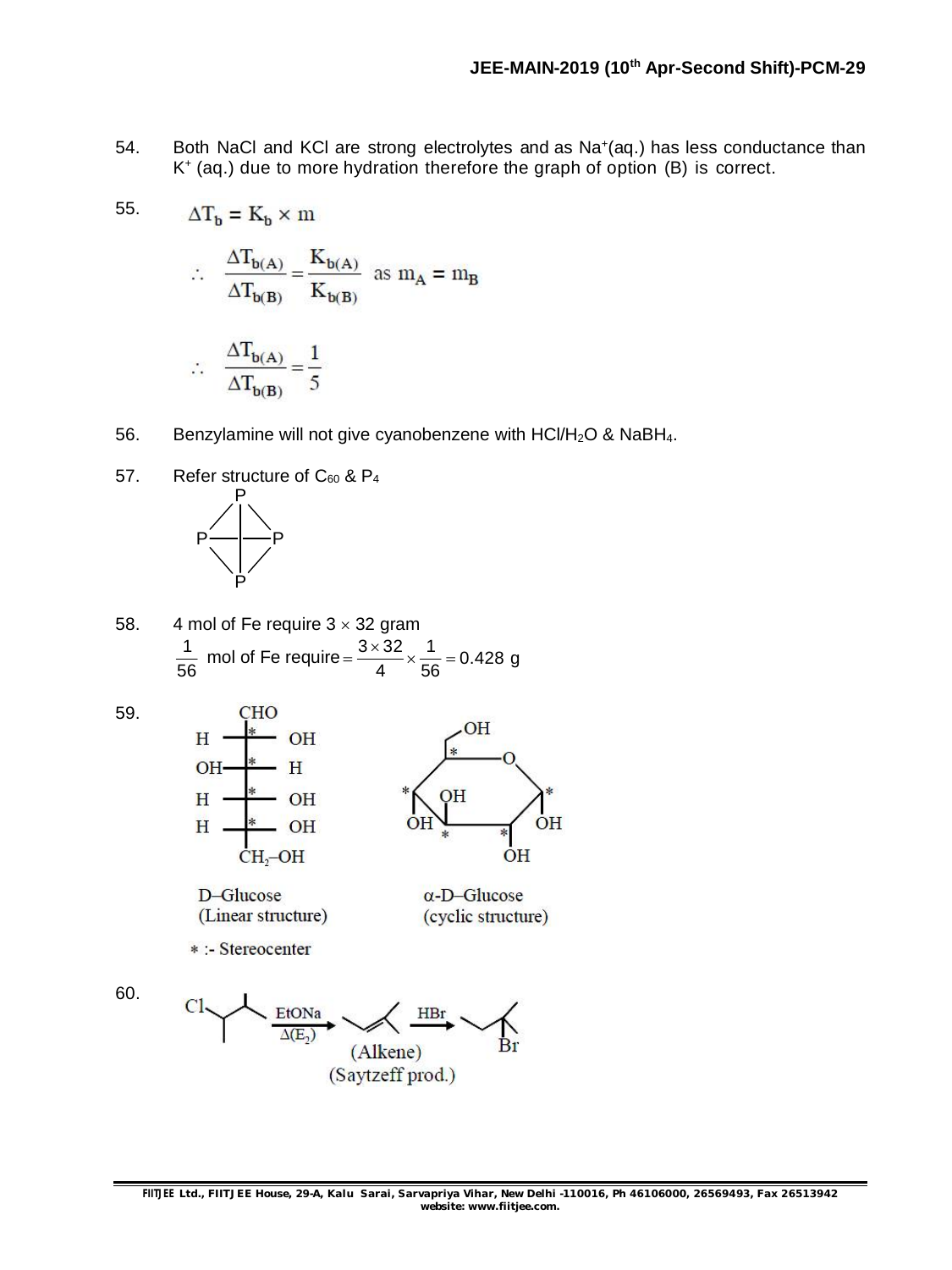54. Both NaCl and KCl are strong electrolytes and as $Na^{+}$(aq.) has less conductance than $K^{+}$ (aq.) due to more hydration therefore the graph of option (B) is correct.

55. $$\Delta T_b = K_b \times m$$

$$\therefore \quad \frac{\Delta T_{b(A)}}{\Delta T_{b(B)}} = \frac{K_{b(A)}}{K_{b(B)}} \text{ as } m_A = m_B$$

$$\therefore \quad \frac{\Delta T_{b(A)}}{\Delta T_{b(B)}} = \frac{1}{5}$$

56. Benzylamine will not give cyanobenzene with $HCl/H_2O$ & $NaBH_4$.

57. Refer structure of $C_{60}$ & $P_4$

58. 4 mol of Fe require $3 \times 32$ gram

$$\frac{1}{56} \text{ mol of Fe require} = \frac{3 \times 32}{4} \times \frac{1}{56} = 0.428 \text{ g}$$

59.

D–Glucose (Linear structure)

α-D–Glucose (cyclic structure)

* :- Stereocenter

60.

EtONa, Δ($E_2$) → (Alkene) (Saytzeff prod.) → HBr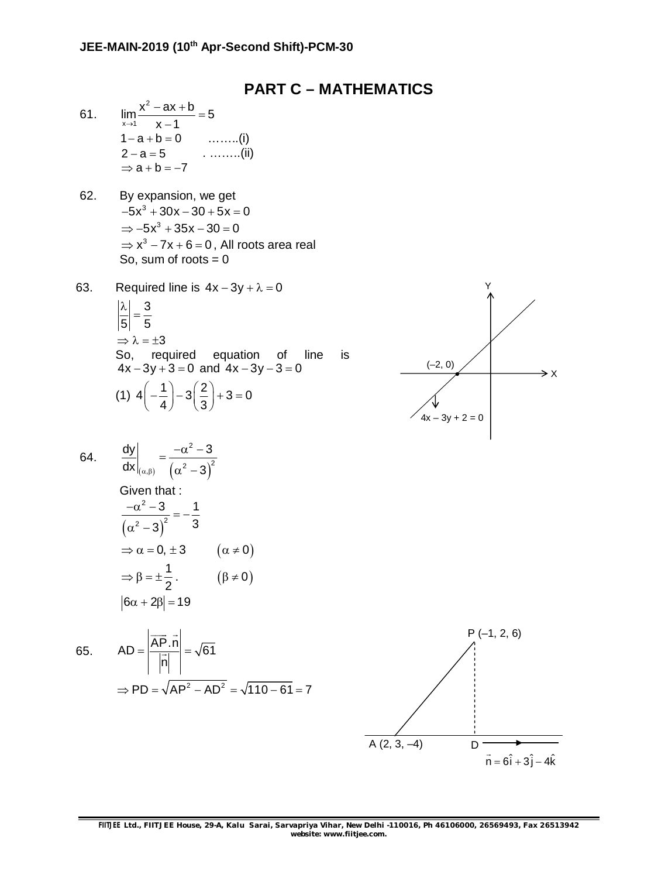## PART C – MATHEMATICS

61. $\lim\limits_{x \to 1} \dfrac{x^2 - ax + b}{x - 1} = 5$

$1 - a + b = 0$ ……..(i)

$2 - a = 5$ . ……..(ii)

$\Rightarrow a + b = -7$

62. By expansion, we get

$-5x^3 + 30x - 30 + 5x = 0$

$\Rightarrow -5x^3 + 35x - 30 = 0$

$\Rightarrow x^3 - 7x + 6 = 0$, All roots area real

So, sum of roots = 0

63. Required line is $4x - 3y + \lambda = 0$

$\left|\dfrac{\lambda}{5}\right| = \dfrac{3}{5}$

$\Rightarrow \lambda = \pm 3$

So, required equation of line is $4x - 3y + 3 = 0$ and $4x - 3y - 3 = 0$

(1) $4\left(-\dfrac{1}{4}\right) - 3\left(\dfrac{2}{3}\right) + 3 = 0$

(Figure: Y and X axes; point (–2, 0); line $4x - 3y + 2 = 0$)

64. $\left.\dfrac{dy}{dx}\right|_{(\alpha,\beta)} = \dfrac{-\alpha^2 - 3}{\left(\alpha^2 - 3\right)^2}$

Given that :

$\dfrac{-\alpha^2 - 3}{\left(\alpha^2 - 3\right)^2} = -\dfrac{1}{3}$

$\Rightarrow \alpha = 0, \pm 3$ $\quad (\alpha \neq 0)$

$\Rightarrow \beta = \pm \dfrac{1}{2}$. $\quad (\beta \neq 0)$

$|6\alpha + 2\beta| = 19$

65. $AD = \left|\dfrac{\overrightarrow{AP} \cdot \vec{n}}{|\vec{n}|}\right| = \sqrt{61}$

$\Rightarrow PD = \sqrt{AP^2 - AD^2} = \sqrt{110 - 61} = 7$

(Figure: P (–1, 2, 6); A (2, 3, –4); D; $\vec{n} = 6\hat{i} + 3\hat{j} - 4\hat{k}$)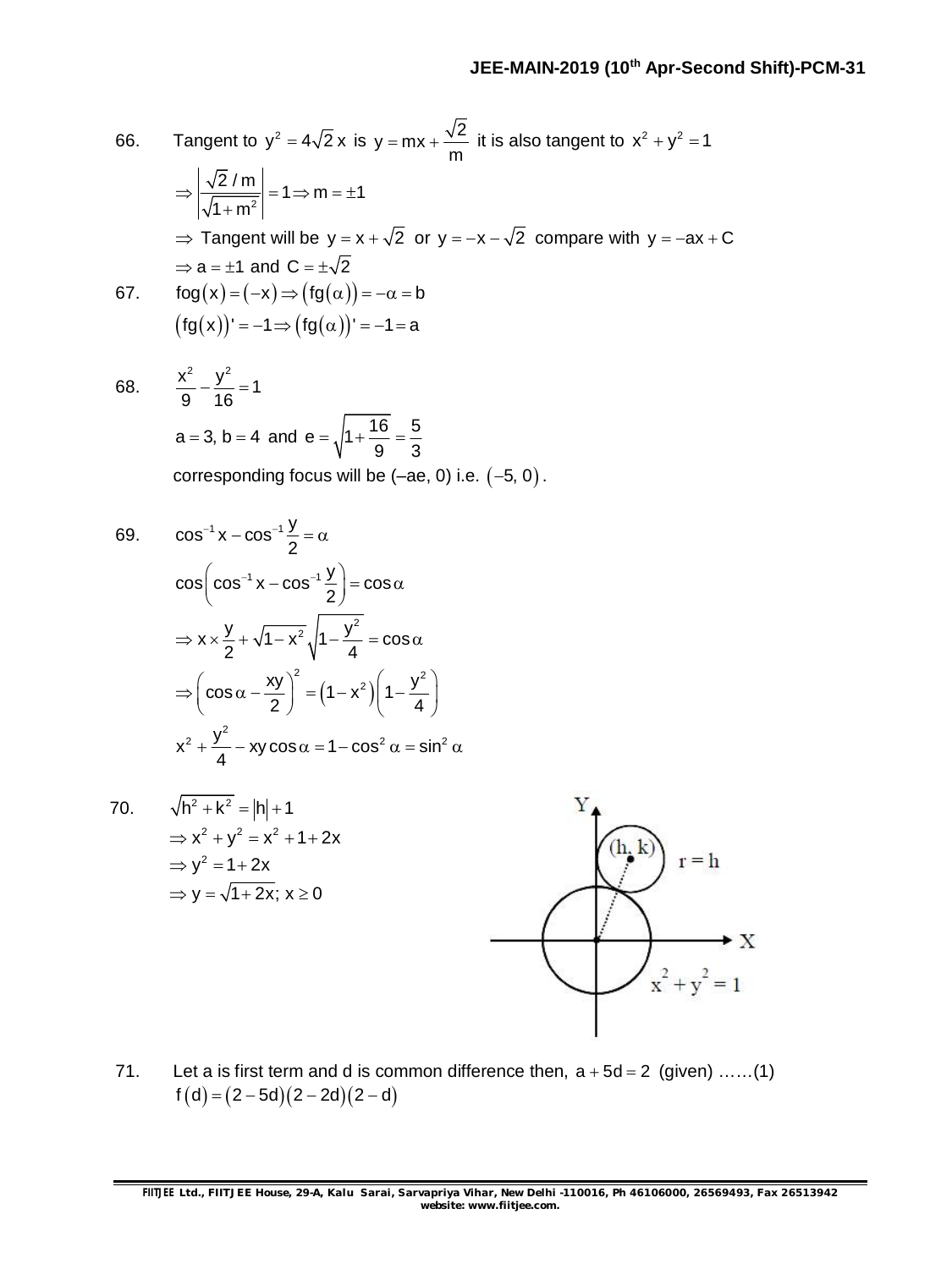66. Tangent to $y^2 = 4\sqrt{2}\,x$ is $y = mx + \dfrac{\sqrt{2}}{m}$ it is also tangent to $x^2 + y^2 = 1$

$\Rightarrow \left|\dfrac{\sqrt{2}/m}{\sqrt{1+m^2}}\right| = 1 \Rightarrow m = \pm 1$

$\Rightarrow$ Tangent will be $y = x + \sqrt{2}$ or $y = -x - \sqrt{2}$ compare with $y = -ax + C$

$\Rightarrow a = \pm 1$ and $C = \pm\sqrt{2}$

67. $\text{fog}(x) = (-x) \Rightarrow (\text{fg}(\alpha)) = -\alpha = b$

$(\text{fg}(x))' = -1 \Rightarrow (\text{fg}(\alpha))' = -1 = a$

68. $\dfrac{x^2}{9} - \dfrac{y^2}{16} = 1$

$a = 3,\ b = 4$ and $e = \sqrt{1 + \dfrac{16}{9}} = \dfrac{5}{3}$

corresponding focus will be (–ae, 0) i.e. $(-5, 0)$.

69. $\cos^{-1}x - \cos^{-1}\dfrac{y}{2} = \alpha$

$\cos\left(\cos^{-1}x - \cos^{-1}\dfrac{y}{2}\right) = \cos\alpha$

$\Rightarrow x \times \dfrac{y}{2} + \sqrt{1-x^2}\sqrt{1-\dfrac{y^2}{4}} = \cos\alpha$

$\Rightarrow \left(\cos\alpha - \dfrac{xy}{2}\right)^2 = \left(1-x^2\right)\left(1-\dfrac{y^2}{4}\right)$

$x^2 + \dfrac{y^2}{4} - xy\cos\alpha = 1 - \cos^2\alpha = \sin^2\alpha$

70. $\sqrt{h^2+k^2} = |h| + 1$

$\Rightarrow x^2 + y^2 = x^2 + 1 + 2x$

$\Rightarrow y^2 = 1 + 2x$

$\Rightarrow y = \sqrt{1+2x};\ x \geq 0$

71. Let a is first term and d is common difference then, $a + 5d = 2$ (given) ……(1)

$f(d) = (2-5d)(2-2d)(2-d)$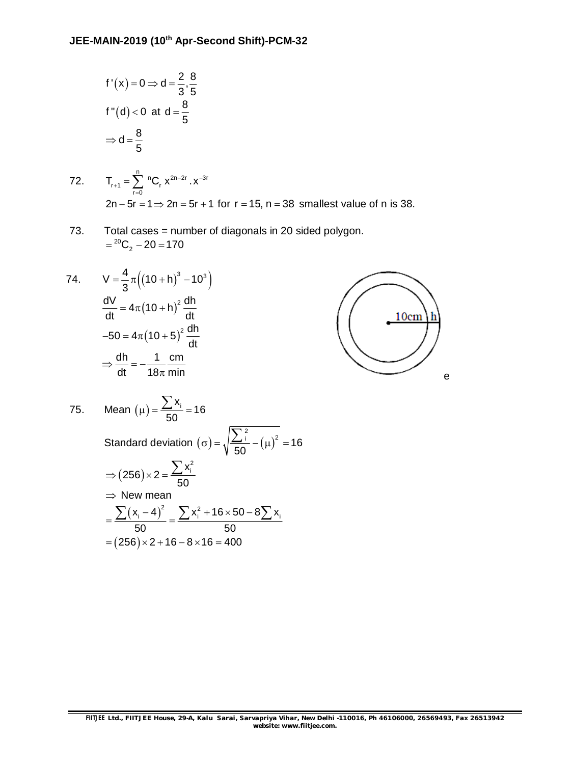$$f'(x) = 0 \Rightarrow d = \frac{2}{3}, \frac{8}{5}$$

$$f''(d) < 0 \text{ at } d = \frac{8}{5}$$

$$\Rightarrow d = \frac{8}{5}$$

72. $T_{r+1} = \sum_{r=0}^{n} {}^{n}C_r \, x^{2n-2r} . x^{-3r}$

$2n - 5r = 1 \Rightarrow 2n = 5r + 1$ for $r = 15, n = 38$ smallest value of n is 38.

73. Total cases = number of diagonals in 20 sided polygon.

$= {}^{20}C_2 - 20 = 170$

74. $V = \frac{4}{3}\pi\left((10+h)^3 - 10^3\right)$

$$\frac{dV}{dt} = 4\pi(10+h)^2 \frac{dh}{dt}$$

$$-50 = 4\pi(10+5)^2 \frac{dh}{dt}$$

$$\Rightarrow \frac{dh}{dt} = -\frac{1}{18\pi} \frac{cm}{min}$$

75. Mean $(\mu) = \frac{\sum x_i}{50} = 16$

Standard deviation $(\sigma) = \sqrt{\frac{\sum_i^2}{50} - (\mu)^2} = 16$

$$\Rightarrow (256) \times 2 = \frac{\sum x_i^2}{50}$$

$\Rightarrow$ New mean

$$= \frac{\sum (x_i - 4)^2}{50} = \frac{\sum x_i^2 + 16 \times 50 - 8\sum x_i}{50}$$

$$= (256) \times 2 + 16 - 8 \times 16 = 400$$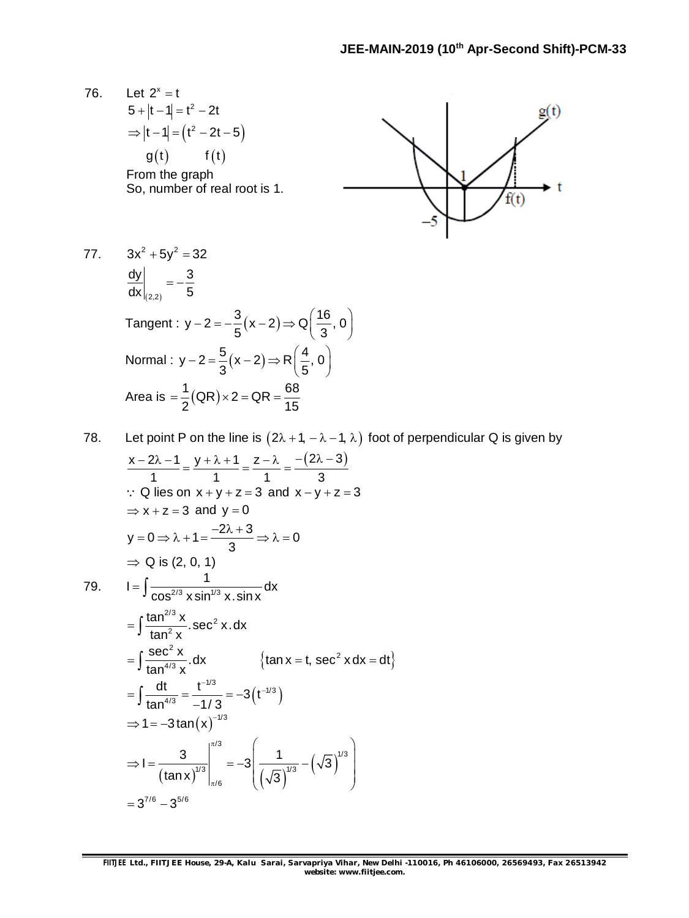76. Let $2^x = t$

$5 + |t-1| = t^2 - 2t$

$\Rightarrow |t-1| = (t^2 - 2t - 5)$

$\quad g(t) \qquad f(t)$

From the graph

So, number of real root is 1.

77. $3x^2 + 5y^2 = 32$

$\left.\dfrac{dy}{dx}\right|_{(2,2)} = -\dfrac{3}{5}$

Tangent : $y - 2 = -\dfrac{3}{5}(x-2) \Rightarrow Q\left(\dfrac{16}{3}, 0\right)$

Normal : $y - 2 = \dfrac{5}{3}(x-2) \Rightarrow R\left(\dfrac{4}{5}, 0\right)$

Area is $= \dfrac{1}{2}(QR) \times 2 = QR = \dfrac{68}{15}$

78. Let point P on the line is $(2\lambda + 1, -\lambda - 1, \lambda)$ foot of perpendicular Q is given by

$\dfrac{x - 2\lambda - 1}{1} = \dfrac{y + \lambda + 1}{1} = \dfrac{z - \lambda}{1} = \dfrac{-(2\lambda - 3)}{3}$

$\because$ Q lies on $x + y + z = 3$ and $x - y + z = 3$

$\Rightarrow x + z = 3$ and $y = 0$

$y = 0 \Rightarrow \lambda + 1 = \dfrac{-2\lambda + 3}{3} \Rightarrow \lambda = 0$

$\Rightarrow$ Q is (2, 0, 1)

79. $I = \displaystyle\int \dfrac{1}{\cos^{2/3} x \sin^{1/3} x . \sin x} dx$

$= \displaystyle\int \dfrac{\tan^{2/3} x}{\tan^2 x} . \sec^2 x . dx$

$= \displaystyle\int \dfrac{\sec^2 x}{\tan^{4/3} x} . dx \qquad \{\tan x = t, \sec^2 x dx = dt\}$

$= \displaystyle\int \dfrac{dt}{\tan^{4/3}} = \dfrac{t^{-1/3}}{-1/3} = -3\left(t^{-1/3}\right)$

$\Rightarrow 1 = -3\tan(x)^{-1/3}$

$\Rightarrow I = \left.\dfrac{3}{(\tan x)^{1/3}}\right|_{\pi/6}^{\pi/3} = -3\left(\dfrac{1}{\left(\sqrt{3}\right)^{1/3}} - \left(\sqrt{3}\right)^{1/3}\right)$

$= 3^{7/6} - 3^{5/6}$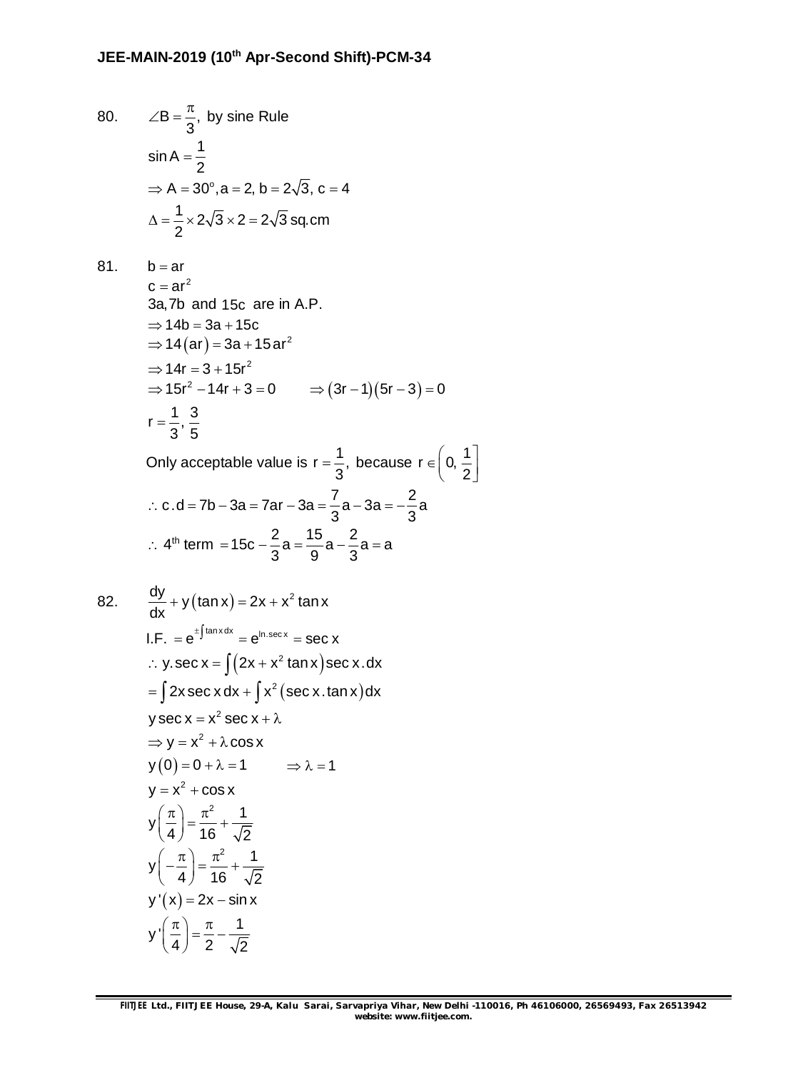80. $\angle B = \frac{\pi}{3}$, by sine Rule

$\sin A = \frac{1}{2}$

$\Rightarrow A = 30^o, a = 2, b = 2\sqrt{3}, c = 4$

$\Delta = \frac{1}{2} \times 2\sqrt{3} \times 2 = 2\sqrt{3}$ sq.cm

81. $b = ar$

$c = ar^2$

$3a, 7b$ and $15c$ are in A.P.

$\Rightarrow 14b = 3a + 15c$

$\Rightarrow 14(ar) = 3a + 15ar^2$

$\Rightarrow 14r = 3 + 15r^2$

$\Rightarrow 15r^2 - 14r + 3 = 0 \qquad \Rightarrow (3r-1)(5r-3) = 0$

$r = \frac{1}{3}, \frac{3}{5}$

Only acceptable value is $r = \frac{1}{3}$, because $r \in \left(0, \frac{1}{2}\right]$

$\therefore$ c.d $= 7b - 3a = 7ar - 3a = \frac{7}{3}a - 3a = -\frac{2}{3}a$

$\therefore$ 4th term $= 15c - \frac{2}{3}a = \frac{15}{9}a - \frac{2}{3}a = a$

82. $\frac{dy}{dx} + y(\tan x) = 2x + x^2 \tan x$

I.F. $= e^{\pm\int \tan x\,dx} = e^{\ln.\sec x} = \sec x$

$\therefore y.\sec x = \int \left(2x + x^2 \tan x\right)\sec x.dx$

$= \int 2x \sec x\,dx + \int x^2 (\sec x.\tan x)dx$

$y \sec x = x^2 \sec x + \lambda$

$\Rightarrow y = x^2 + \lambda \cos x$

$y(0) = 0 + \lambda = 1 \qquad \Rightarrow \lambda = 1$

$y = x^2 + \cos x$

$y\left(\frac{\pi}{4}\right) = \frac{\pi^2}{16} + \frac{1}{\sqrt{2}}$

$y\left(-\frac{\pi}{4}\right) = \frac{\pi^2}{16} + \frac{1}{\sqrt{2}}$

$y'(x) = 2x - \sin x$

$y'\left(\frac{\pi}{4}\right) = \frac{\pi}{2} - \frac{1}{\sqrt{2}}$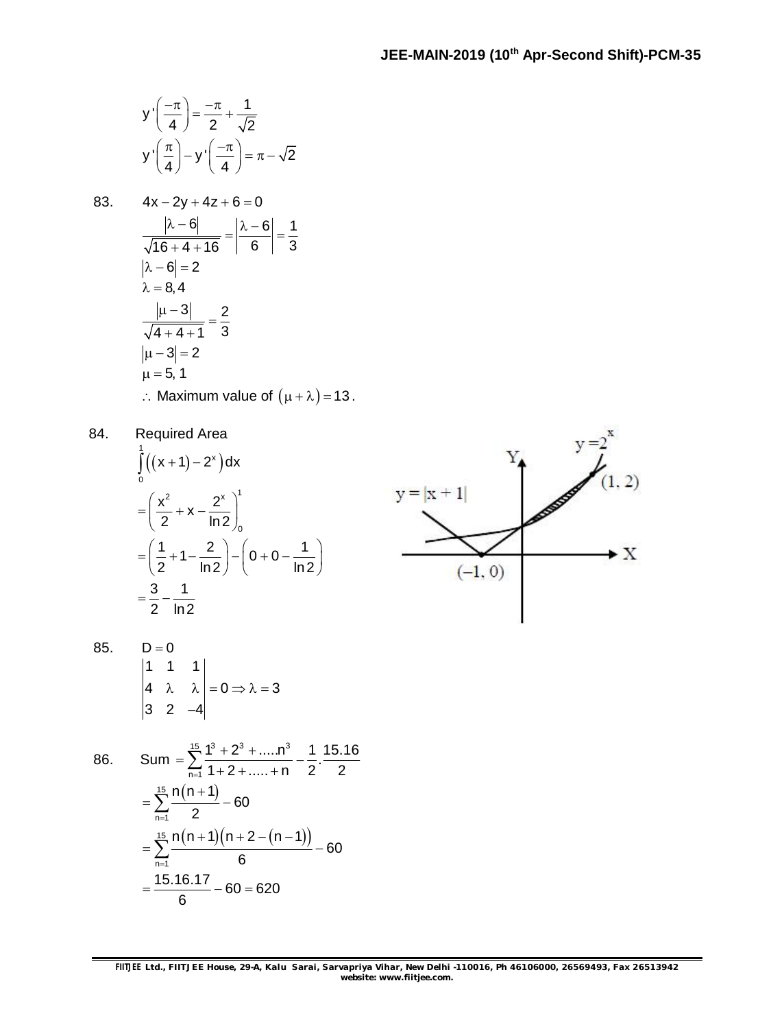$$y'\left(\frac{-\pi}{4}\right)=\frac{-\pi}{2}+\frac{1}{\sqrt{2}}$$

$$y'\left(\frac{\pi}{4}\right)-y'\left(\frac{-\pi}{4}\right)=\pi-\sqrt{2}$$

83. $4x-2y+4z+6=0$

$$\frac{|\lambda-6|}{\sqrt{16+4+16}}=\left|\frac{\lambda-6}{6}\right|=\frac{1}{3}$$

$$|\lambda-6|=2$$

$$\lambda=8,4$$

$$\frac{|\mu-3|}{\sqrt{4+4+1}}=\frac{2}{3}$$

$$|\mu-3|=2$$

$$\mu=5,1$$

$\therefore$ Maximum value of $(\mu+\lambda)=13$.

84. Required Area

$$\int_0^1\left((x+1)-2^x\right)dx$$

$$=\left(\frac{x^2}{2}+x-\frac{2^x}{\ln 2}\right)_0^1$$

$$=\left(\frac{1}{2}+1-\frac{2}{\ln 2}\right)-\left(0+0-\frac{1}{\ln 2}\right)$$

$$=\frac{3}{2}-\frac{1}{\ln 2}$$

85. $D=0$

$$\begin{vmatrix}1 & 1 & 1\\ 4 & \lambda & \lambda\\ 3 & 2 & -4\end{vmatrix}=0\Rightarrow\lambda=3$$

86.

$$\text{Sum}=\sum_{n=1}^{15}\frac{1^3+2^3+.....n^3}{1+2+.....+n}-\frac{1}{2}.\frac{15.16}{2}$$

$$=\sum_{n=1}^{15}\frac{n(n+1)}{2}-60$$

$$=\sum_{n=1}^{15}\frac{n(n+1)\left(n+2-(n-1)\right)}{6}-60$$

$$=\frac{15.16.17}{6}-60=620$$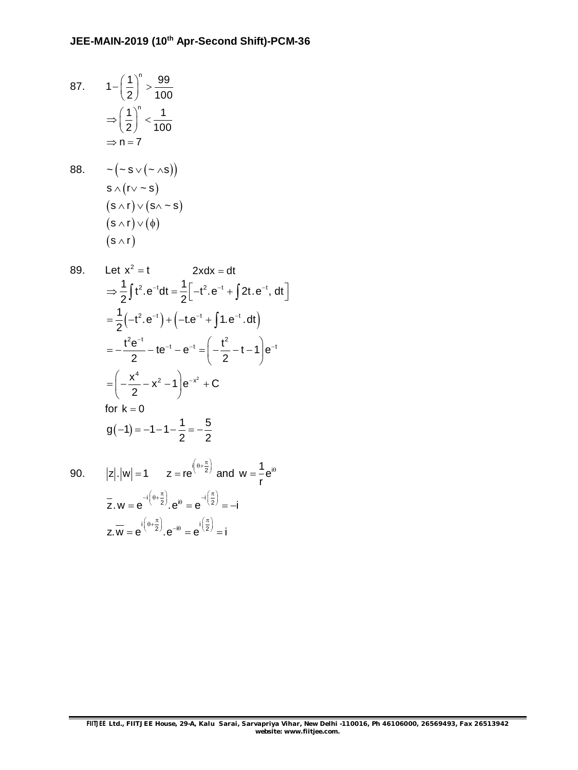87. $1-\left(\frac{1}{2}\right)^n > \frac{99}{100}$

$$\Rightarrow \left(\frac{1}{2}\right)^n < \frac{1}{100}$$

$$\Rightarrow n = 7$$

88. $\sim(\sim s \vee (\sim \wedge s))$

$$s \wedge (r \vee \sim s)$$

$$(s \wedge r) \vee (s \wedge \sim s)$$

$$(s \wedge r) \vee (\phi)$$

$$(s \wedge r)$$

89. Let $x^2 = t$ $\quad 2xdx = dt$

$$\Rightarrow \frac{1}{2}\int t^2.e^{-t}dt = \frac{1}{2}\left[-t^2.e^{-t} + \int 2t.e^{-t}, dt\right]$$

$$= \frac{1}{2}\left(-t^2.e^{-t}\right) + \left(-t.e^{-t} + \int 1.e^{-t}.dt\right)$$

$$= -\frac{t^2e^{-t}}{2} - te^{-t} - e^{-t} = \left(-\frac{t^2}{2} - t - 1\right)e^{-t}$$

$$= \left(-\frac{x^4}{2} - x^2 - 1\right)e^{-x^2} + C$$

for $k = 0$

$$g(-1) = -1 - 1 - \frac{1}{2} = -\frac{5}{2}$$

90. $|z|.|w| = 1 \qquad z = re^{i\left(\theta + \frac{\pi}{2}\right)}$ and $w = \frac{1}{r}e^{i\theta}$

$$\bar{z}.w = e^{-i\left(\theta+\frac{\pi}{2}\right)}.e^{i\theta} = e^{-i\left(\frac{\pi}{2}\right)} = -i$$

$$z.\bar{w} = e^{i\left(\theta+\frac{\pi}{2}\right)}.e^{-i\theta} = e^{i\left(\frac{\pi}{2}\right)} = i$$